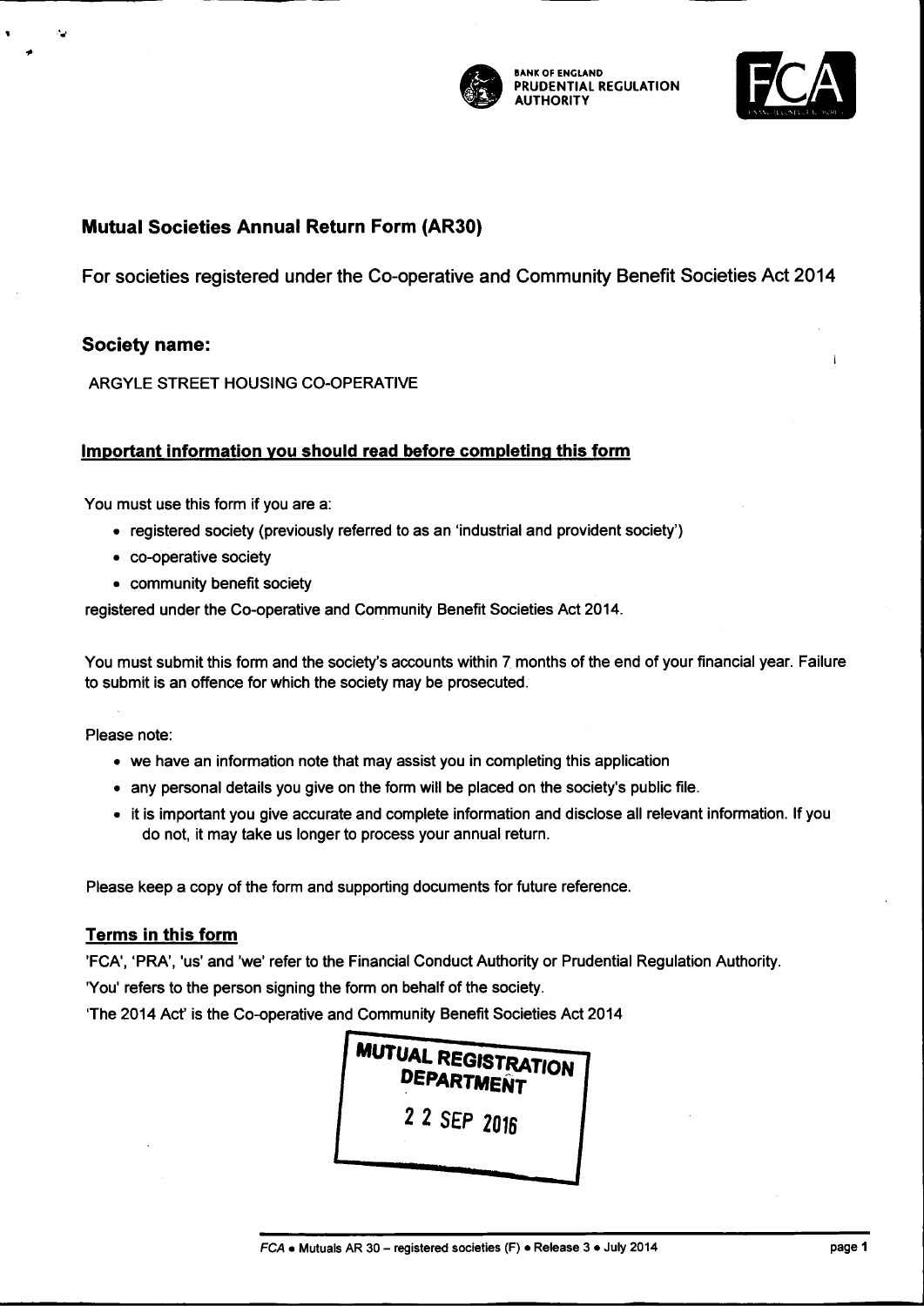BANK OF ENGLAND
PRUDENTIAL REGULATION
AUTHORITY

FCA

## Mutual Societies Annual Return Form (AR30)

For societies registered under the Co-operative and Community Benefit Societies Act 2014

### Society name:

ARGYLE STREET HOUSING CO-OPERATIVE

### Important information you should read before completing this form

You must use this form if you are a:

- registered society (previously referred to as an 'industrial and provident society')
- co-operative society
- community benefit society

registered under the Co-operative and Community Benefit Societies Act 2014.

You must submit this form and the society's accounts within 7 months of the end of your financial year. Failure to submit is an offence for which the society may be prosecuted.

Please note:

- we have an information note that may assist you in completing this application
- any personal details you give on the form will be placed on the society's public file.
- it is important you give accurate and complete information and disclose all relevant information. If you do not, it may take us longer to process your annual return.

Please keep a copy of the form and supporting documents for future reference.

### Terms in this form

'FCA', 'PRA', 'us' and 'we' refer to the Financial Conduct Authority or Prudential Regulation Authority.

'You' refers to the person signing the form on behalf of the society.

'The 2014 Act' is the Co-operative and Community Benefit Societies Act 2014

MUTUAL REGISTRATION DEPARTMENT
22 SEP 2016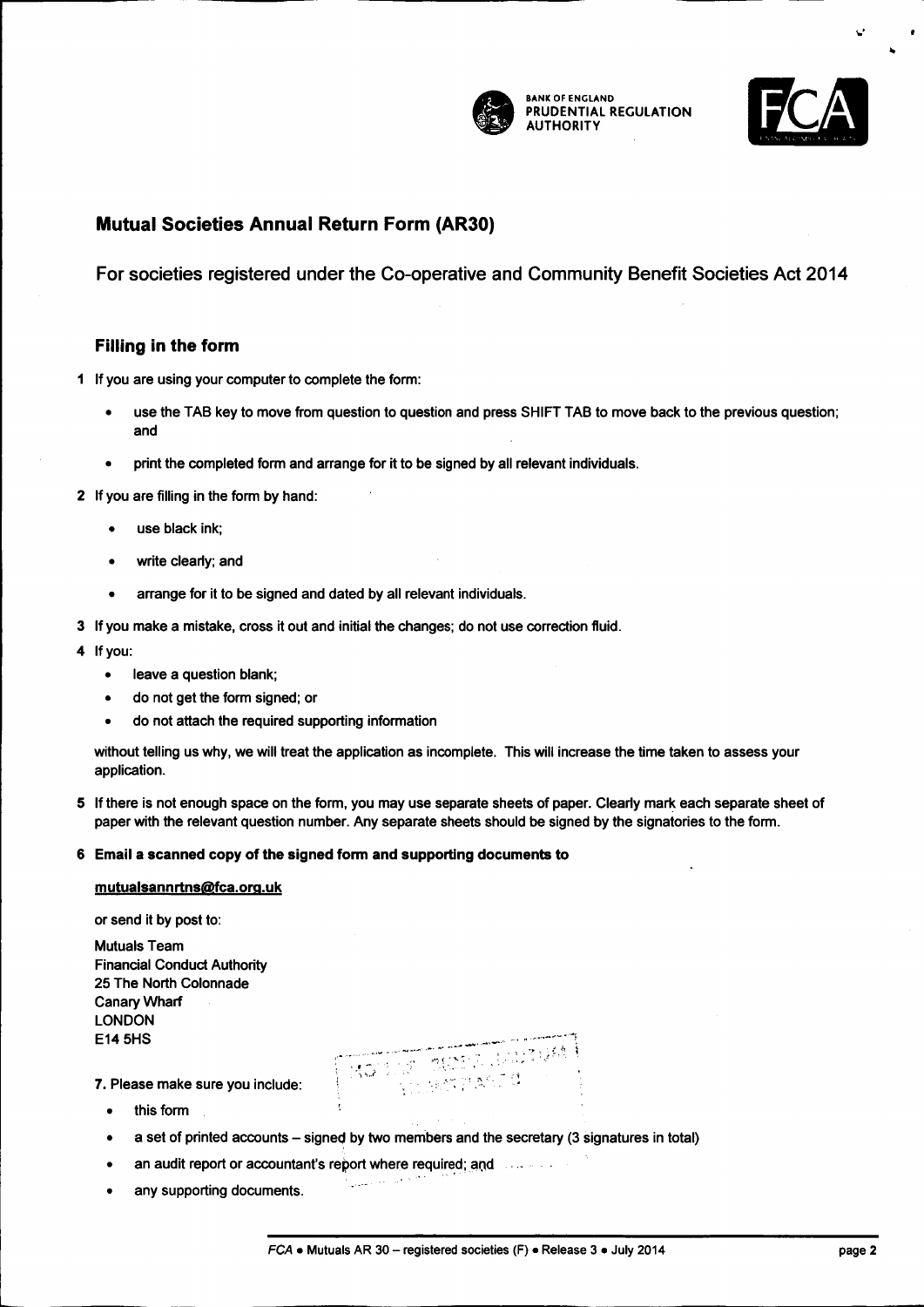BANK OF ENGLAND
PRUDENTIAL REGULATION
AUTHORITY

# Mutual Societies Annual Return Form (AR30)

## For societies registered under the Co-operative and Community Benefit Societies Act 2014

### Filling in the form

**1** If you are using your computer to complete the form:

- use the TAB key to move from question to question and press SHIFT TAB to move back to the previous question; and
- print the completed form and arrange for it to be signed by all relevant individuals.

**2** If you are filling in the form by hand:

- use black ink;
- write clearly; and
- arrange for it to be signed and dated by all relevant individuals.

**3** If you make a mistake, cross it out and initial the changes; do not use correction fluid.

**4** If you:

- leave a question blank;
- do not get the form signed; or
- do not attach the required supporting information

without telling us why, we will treat the application as incomplete. This will increase the time taken to assess your application.

**5** If there is not enough space on the form, you may use separate sheets of paper. Clearly mark each separate sheet of paper with the relevant question number. Any separate sheets should be signed by the signatories to the form.

**6 Email a scanned copy of the signed form and supporting documents to**

**mutualsannrtns@fca.org.uk**

or send it by post to:

Mutuals Team
Financial Conduct Authority
25 The North Colonnade
Canary Wharf
LONDON
E14 5HS

**7.** Please make sure you include:

- this form
- a set of printed accounts – signed by two members and the secretary (3 signatures in total)
- an audit report or accountant's report where required; and
- any supporting documents.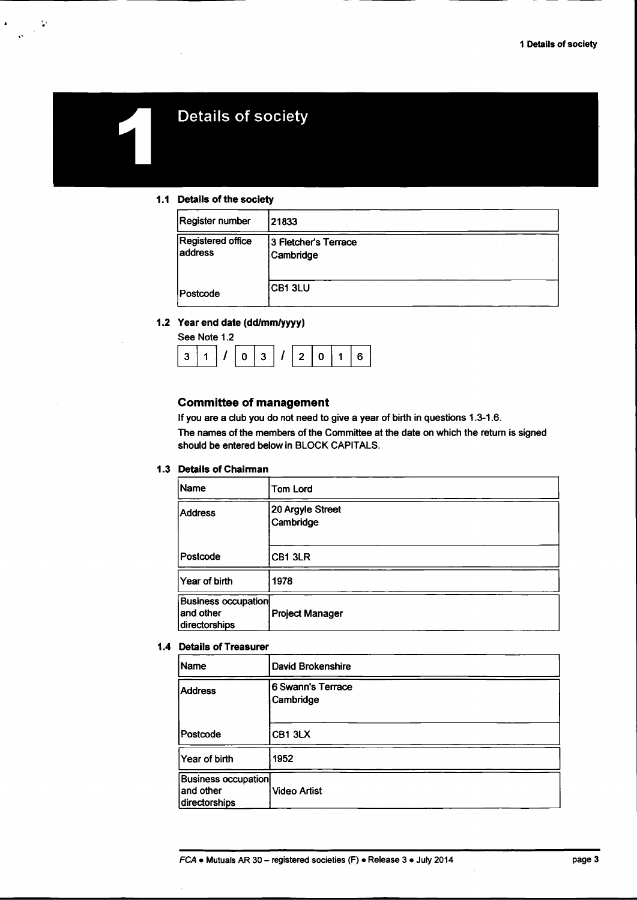# 1 Details of society

### 1.1 Details of the society

| | |
|---|---|
| Register number | 21833 |
| Registered office address | 3 Fletcher's Terrace<br>Cambridge |
| Postcode | CB1 3LU |

### 1.2 Year end date (dd/mm/yyyy)

See Note 1.2

31 / 03 / 2016

## Committee of management

If you are a club you do not need to give a year of birth in questions 1.3-1.6.

The names of the members of the Committee at the date on which the return is signed should be entered below in BLOCK CAPITALS.

### 1.3 Details of Chairman

| | |
|---|---|
| Name | Tom Lord |
| Address | 20 Argyle Street<br>Cambridge |
| Postcode | CB1 3LR |
| Year of birth | 1978 |
| Business occupation and other directorships | Project Manager |

### 1.4 Details of Treasurer

| | |
|---|---|
| Name | David Brokenshire |
| Address | 6 Swann's Terrace<br>Cambridge |
| Postcode | CB1 3LX |
| Year of birth | 1952 |
| Business occupation and other directorships | Video Artist |

FCA • Mutuals AR 30 – registered societies (F) • Release 3 • July 2014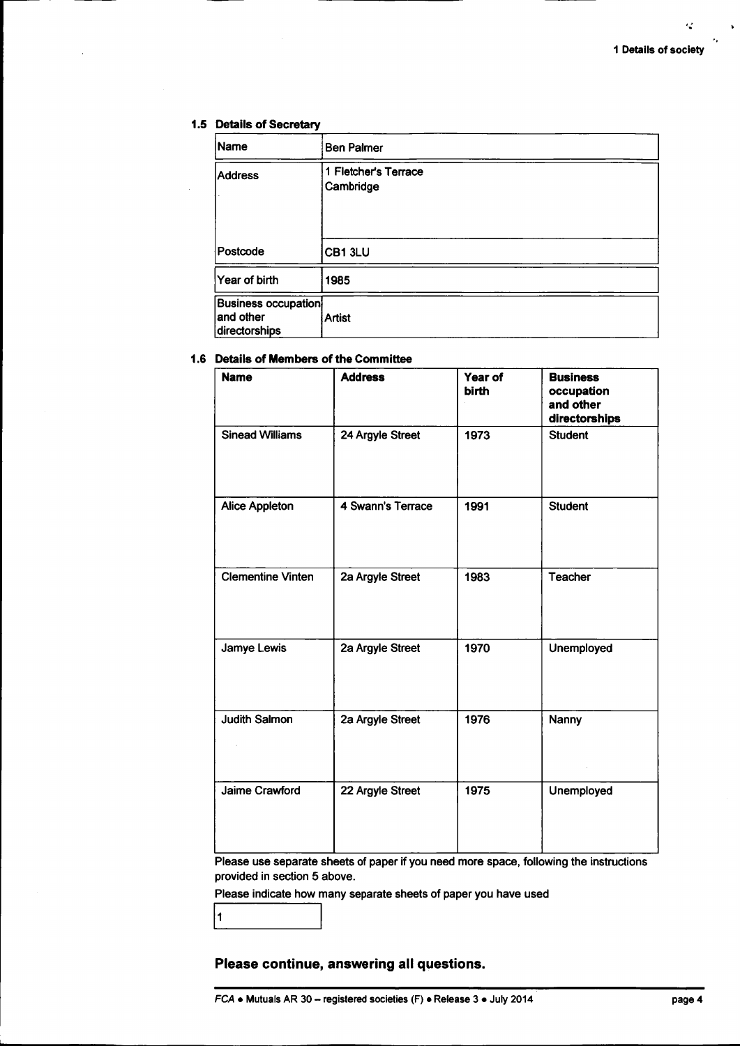### 1.5 Details of Secretary

| | |
|---|---|
| Name | Ben Palmer |
| Address | 1 Fletcher's Terrace<br>Cambridge |
| Postcode | CB1 3LU |
| Year of birth | 1985 |
| Business occupation and other directorships | Artist |

### 1.6 Details of Members of the Committee

| Name | Address | Year of birth | Business occupation and other directorships |
|---|---|---|---|
| Sinead Williams | 24 Argyle Street | 1973 | Student |
| Alice Appleton | 4 Swann's Terrace | 1991 | Student |
| Clementine Vinten | 2a Argyle Street | 1983 | Teacher |
| Jamye Lewis | 2a Argyle Street | 1970 | Unemployed |
| Judith Salmon | 2a Argyle Street | 1976 | Nanny |
| Jaime Crawford | 22 Argyle Street | 1975 | Unemployed |

Please use separate sheets of paper if you need more space, following the instructions provided in section 5 above.

Please indicate how many separate sheets of paper you have used

1

**Please continue, answering all questions.**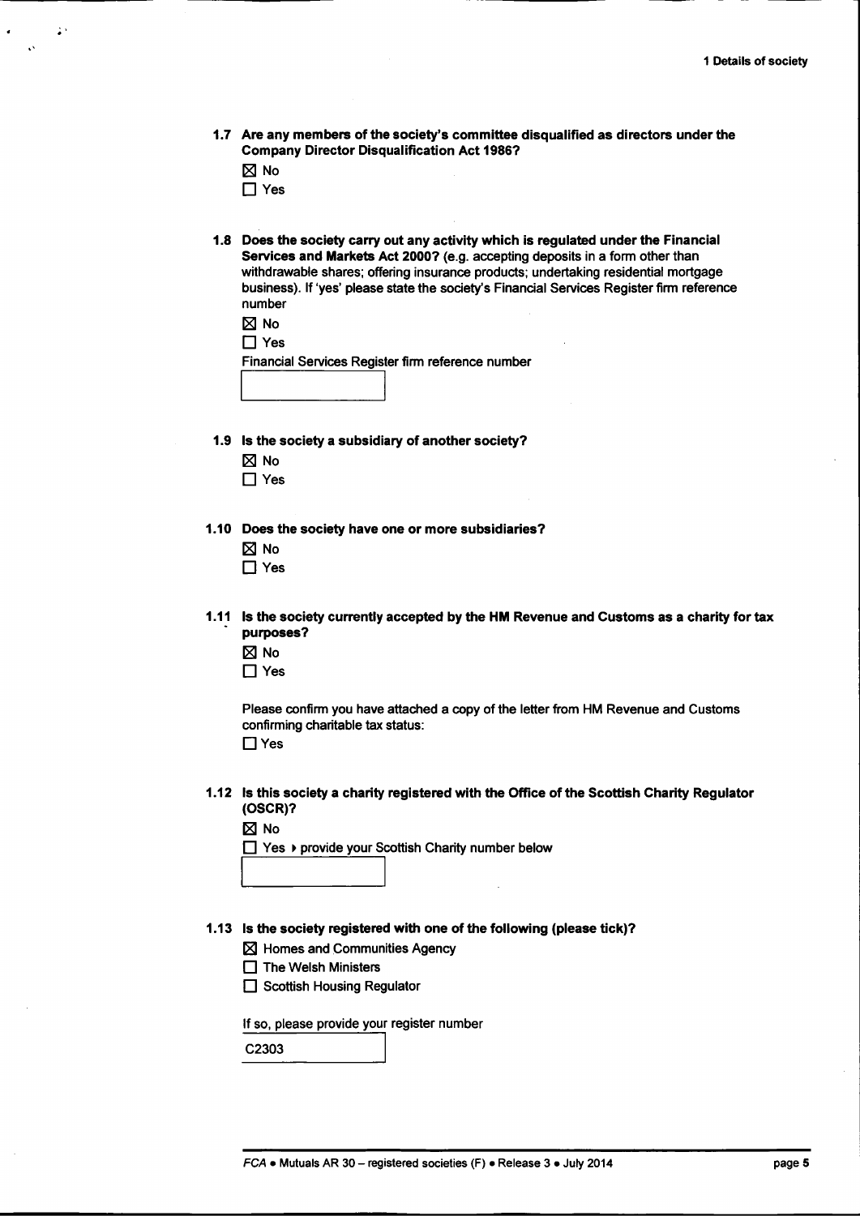**1.7 Are any members of the society's committee disqualified as directors under the Company Director Disqualification Act 1986?**

☒ No

☐ Yes

**1.8 Does the society carry out any activity which is regulated under the Financial Services and Markets Act 2000?** (e.g. accepting deposits in a form other than withdrawable shares; offering insurance products; undertaking residential mortgage business). If 'yes' please state the society's Financial Services Register firm reference number

☒ No

☐ Yes

Financial Services Register firm reference number

**1.9 Is the society a subsidiary of another society?**

☒ No

☐ Yes

**1.10 Does the society have one or more subsidiaries?**

☒ No

☐ Yes

**1.11 Is the society currently accepted by the HM Revenue and Customs as a charity for tax purposes?**

☒ No

☐ Yes

Please confirm you have attached a copy of the letter from HM Revenue and Customs confirming charitable tax status:

☐ Yes

**1.12 Is this society a charity registered with the Office of the Scottish Charity Regulator (OSCR)?**

☒ No

☐ Yes ▸ provide your Scottish Charity number below

**1.13 Is the society registered with one of the following (please tick)?**

☒ Homes and Communities Agency

☐ The Welsh Ministers

☐ Scottish Housing Regulator

If so, please provide your register number

C2303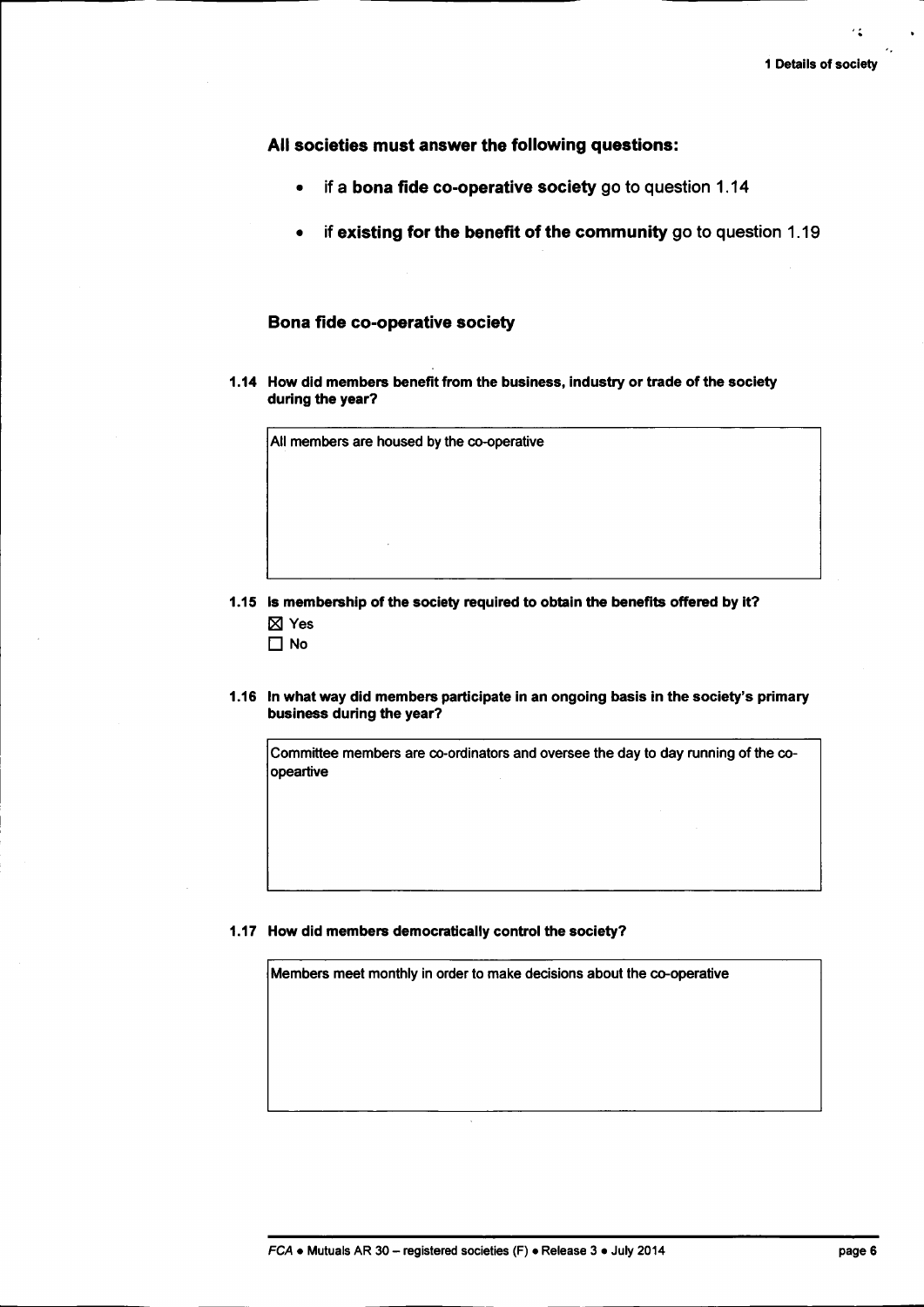**All societies must answer the following questions:**

- if a **bona fide co-operative society** go to question 1.14
- if **existing for the benefit of the community** go to question 1.19

### Bona fide co-operative society

**1.14 How did members benefit from the business, industry or trade of the society during the year?**

All members are housed by the co-operative

**1.15 Is membership of the society required to obtain the benefits offered by it?**

☒ Yes
☐ No

**1.16 In what way did members participate in an ongoing basis in the society's primary business during the year?**

Committee members are co-ordinators and oversee the day to day running of the co-opeartive

**1.17 How did members democratically control the society?**

Members meet monthly in order to make decisions about the co-operative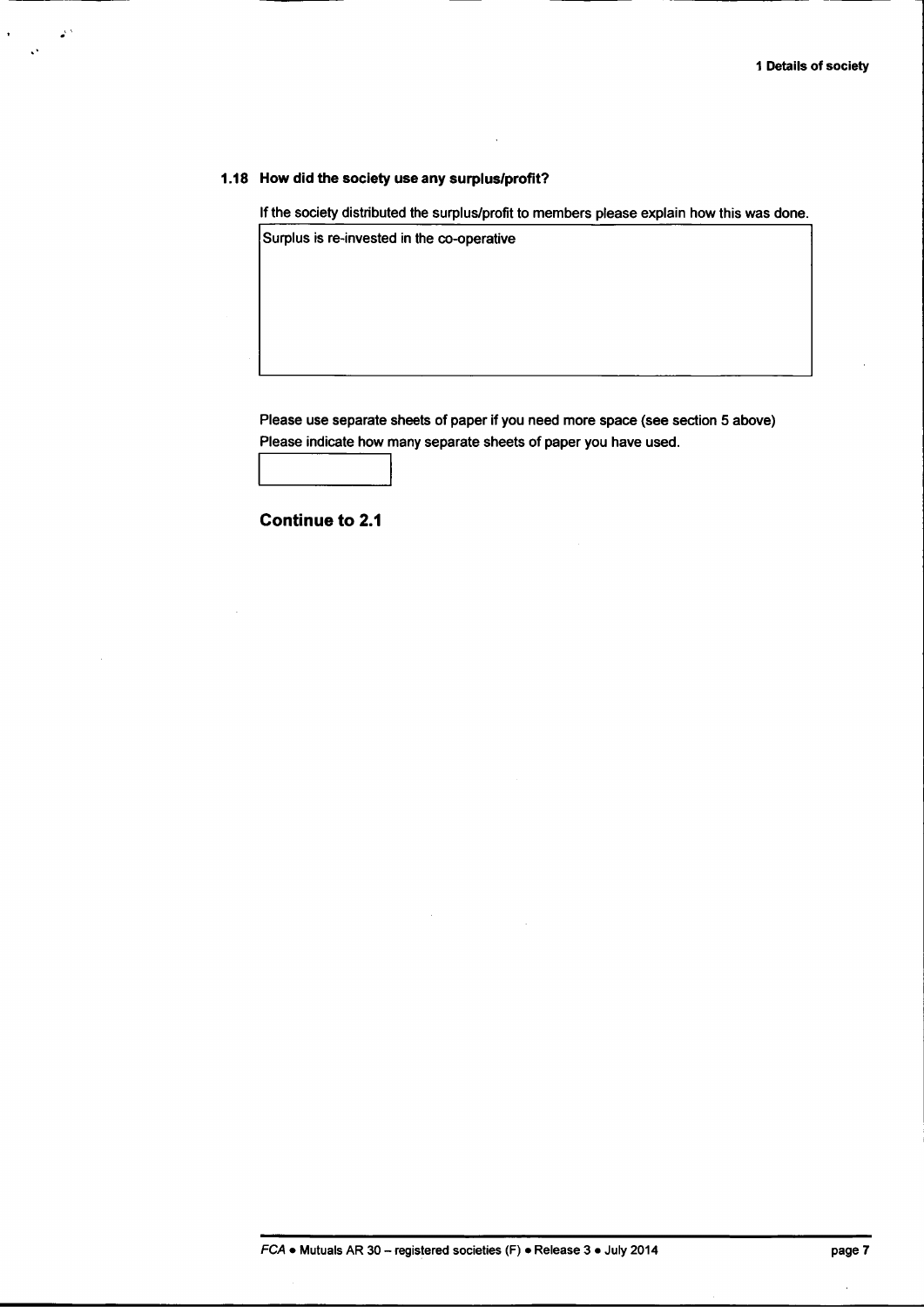### 1.18 How did the society use any surplus/profit?

If the society distributed the surplus/profit to members please explain how this was done.

| Surplus is re-invested in the co-operative |
| --- |

Please use separate sheets of paper if you need more space (see section 5 above)
Please indicate how many separate sheets of paper you have used.

| |
| --- |

**Continue to 2.1**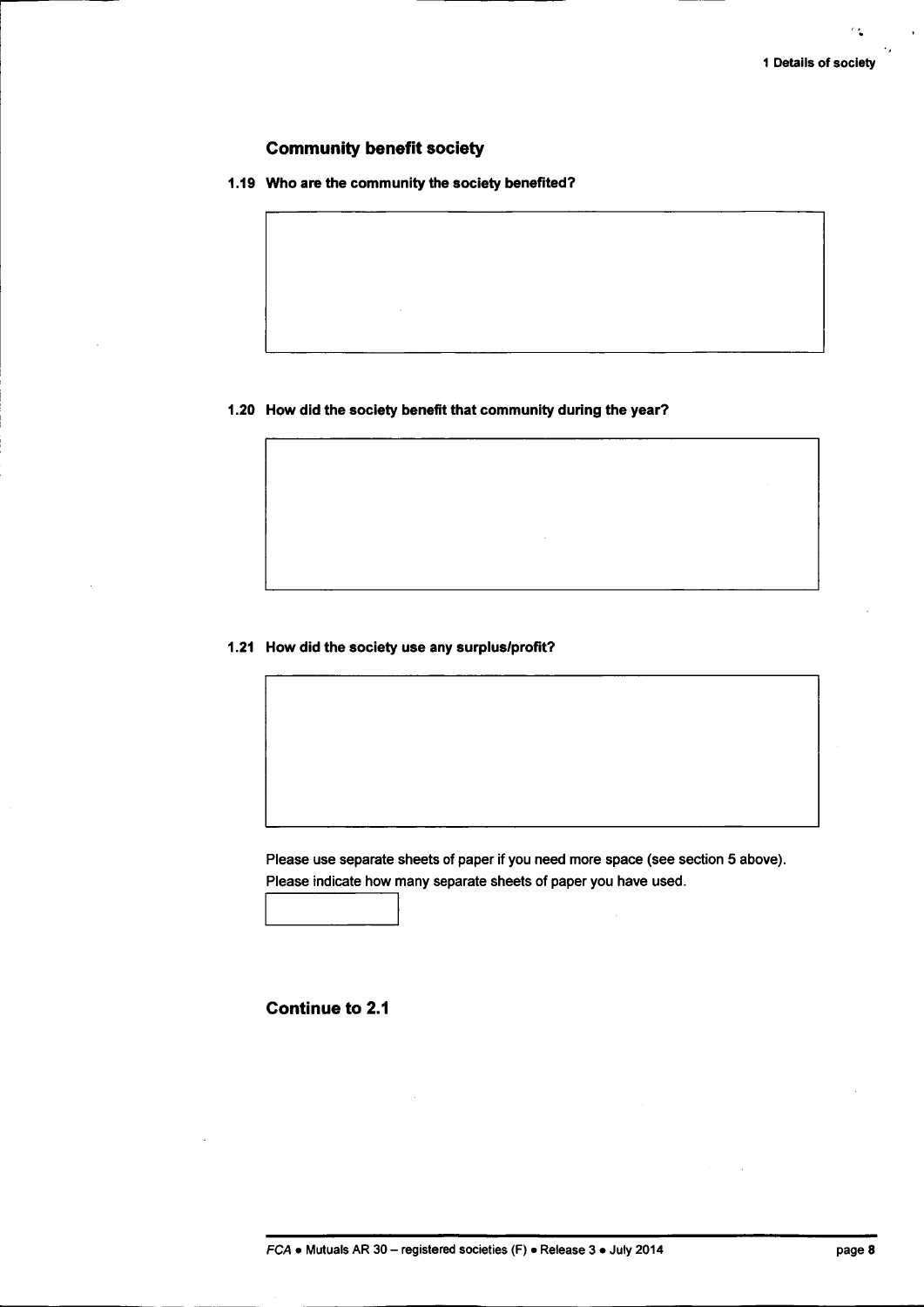## Community benefit society

**1.19 Who are the community the society benefited?**

**1.20 How did the society benefit that community during the year?**

**1.21 How did the society use any surplus/profit?**

Please use separate sheets of paper if you need more space (see section 5 above).
Please indicate how many separate sheets of paper you have used.

**Continue to 2.1**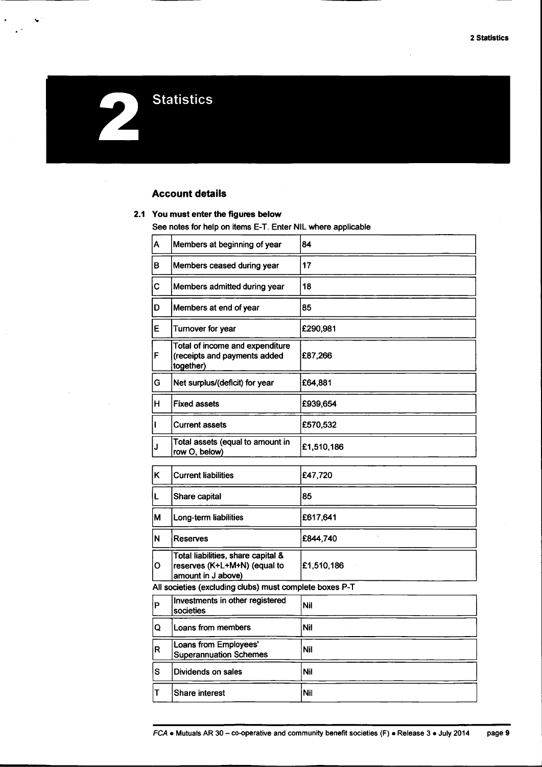# 2 Statistics

## Account details

**2.1 You must enter the figures below**

See notes for help on items E-T. Enter NIL where applicable

| | | |
|---|---|---|
| A | Members at beginning of year | 84 |
| B | Members ceased during year | 17 |
| C | Members admitted during year | 18 |
| D | Members at end of year | 85 |
| E | Turnover for year | £290,981 |
| F | Total of income and expenditure (receipts and payments added together) | £87,266 |
| G | Net surplus/(deficit) for year | £64,881 |
| H | Fixed assets | £939,654 |
| I | Current assets | £570,532 |
| J | Total assets (equal to amount in row O, below) | £1,510,186 |

| | | |
|---|---|---|
| K | Current liabilities | £47,720 |
| L | Share capital | 85 |
| M | Long-term liabilities | £617,641 |
| N | Reserves | £844,740 |
| O | Total liabilities, share capital & reserves (K+L+M+N) (equal to amount in J above) | £1,510,186 |

All societies (excluding clubs) must complete boxes P-T

| | | |
|---|---|---|
| P | Investments in other registered societies | Nil |
| Q | Loans from members | Nil |
| R | Loans from Employees' Superannuation Schemes | Nil |
| S | Dividends on sales | Nil |
| T | Share interest | Nil |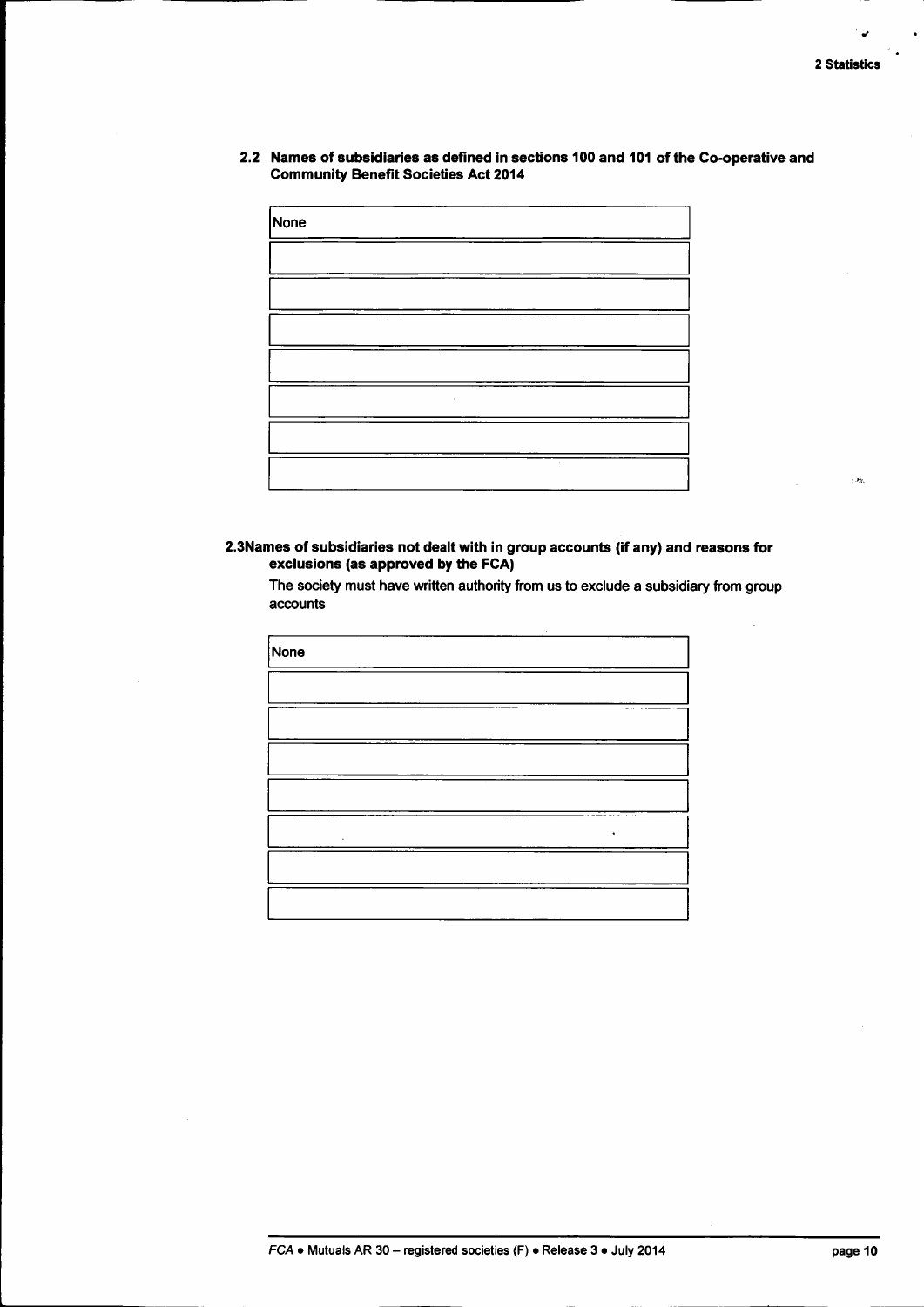## 2.2 Names of subsidiaries as defined in sections 100 and 101 of the Co-operative and Community Benefit Societies Act 2014

| None |
|---|
| |
| |
| |
| |
| |
| |
| |

## 2.3Names of subsidiaries not dealt with in group accounts (if any) and reasons for exclusions (as approved by the FCA)

The society must have written authority from us to exclude a subsidiary from group accounts

| None |
|---|
| |
| |
| |
| |
| |
| |
| |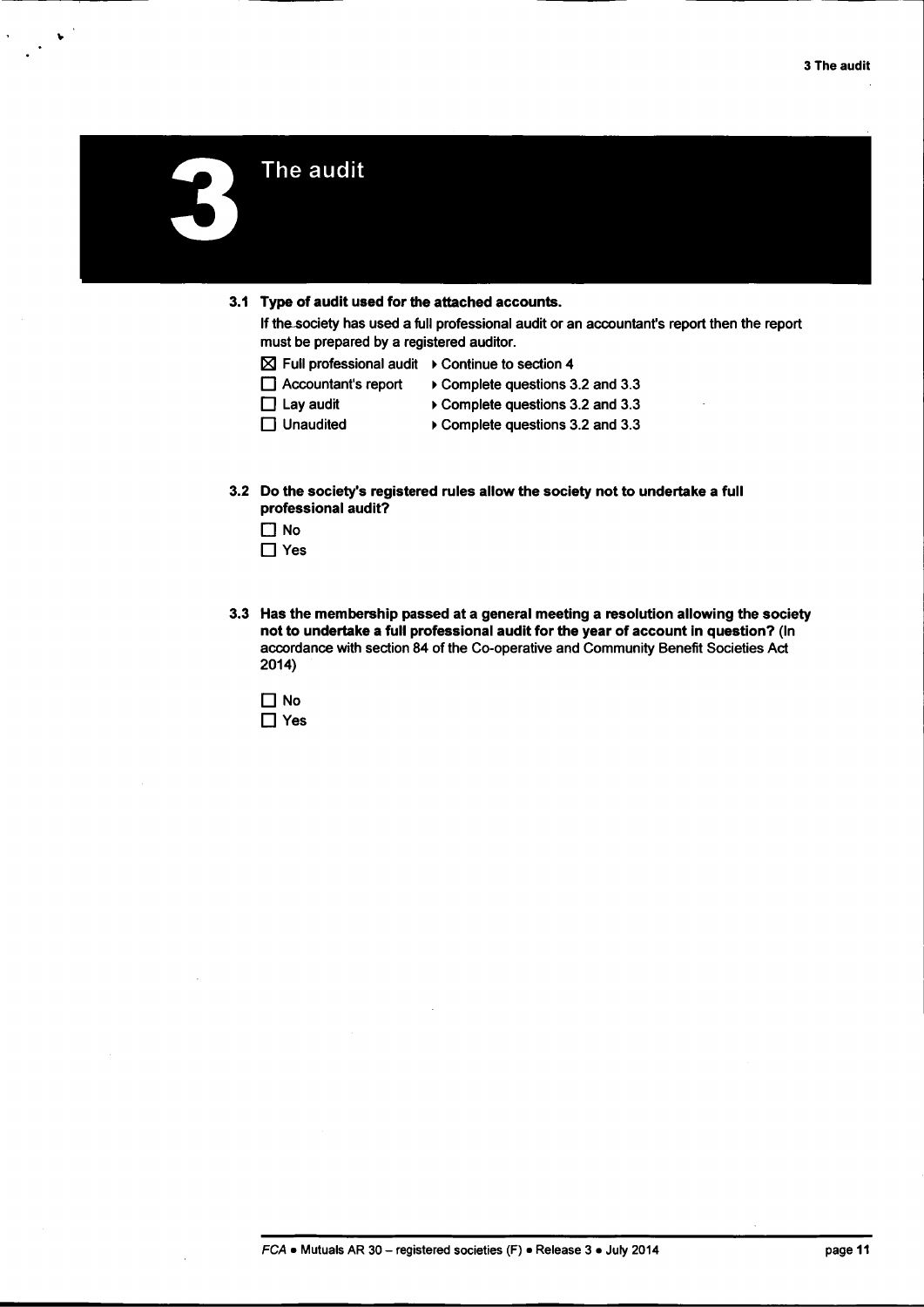# 3 The audit

**3.1 Type of audit used for the attached accounts.**

If the society has used a full professional audit or an accountant's report then the report must be prepared by a registered auditor.

- ☒ Full professional audit ▸ Continue to section 4
- ☐ Accountant's report ▸ Complete questions 3.2 and 3.3
- ☐ Lay audit ▸ Complete questions 3.2 and 3.3
- ☐ Unaudited ▸ Complete questions 3.2 and 3.3

**3.2 Do the society's registered rules allow the society not to undertake a full professional audit?**

- ☐ No
- ☐ Yes

**3.3 Has the membership passed at a general meeting a resolution allowing the society not to undertake a full professional audit for the year of account in question?** (In accordance with section 84 of the Co-operative and Community Benefit Societies Act 2014)

- ☐ No
- ☐ Yes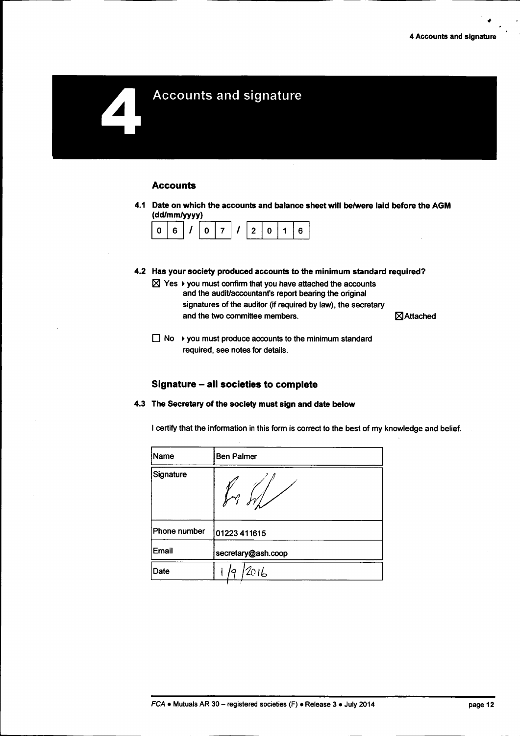# 4 Accounts and signature

### Accounts

**4.1 Date on which the accounts and balance sheet will be/were laid before the AGM (dd/mm/yyyy)**

06 / 07 / 2016

**4.2 Has your society produced accounts to the minimum standard required?**

☒ Yes ▸ you must confirm that you have attached the accounts and the audit/accountant's report bearing the original signatures of the auditor (if required by law), the secretary and the two committee members. ☒ Attached

☐ No ▸ you must produce accounts to the minimum standard required, see notes for details.

### Signature – all societies to complete

**4.3 The Secretary of the society must sign and date below**

I certify that the information in this form is correct to the best of my knowledge and belief.

| Name | Ben Palmer |
|---|---|
| Signature | [signature] |
| Phone number | 01223 411615 |
| Email | secretary@ash.coop |
| Date | 1/9/2016 |

*FCA • Mutuals AR 30 – registered societies (F) • Release 3 • July 2014*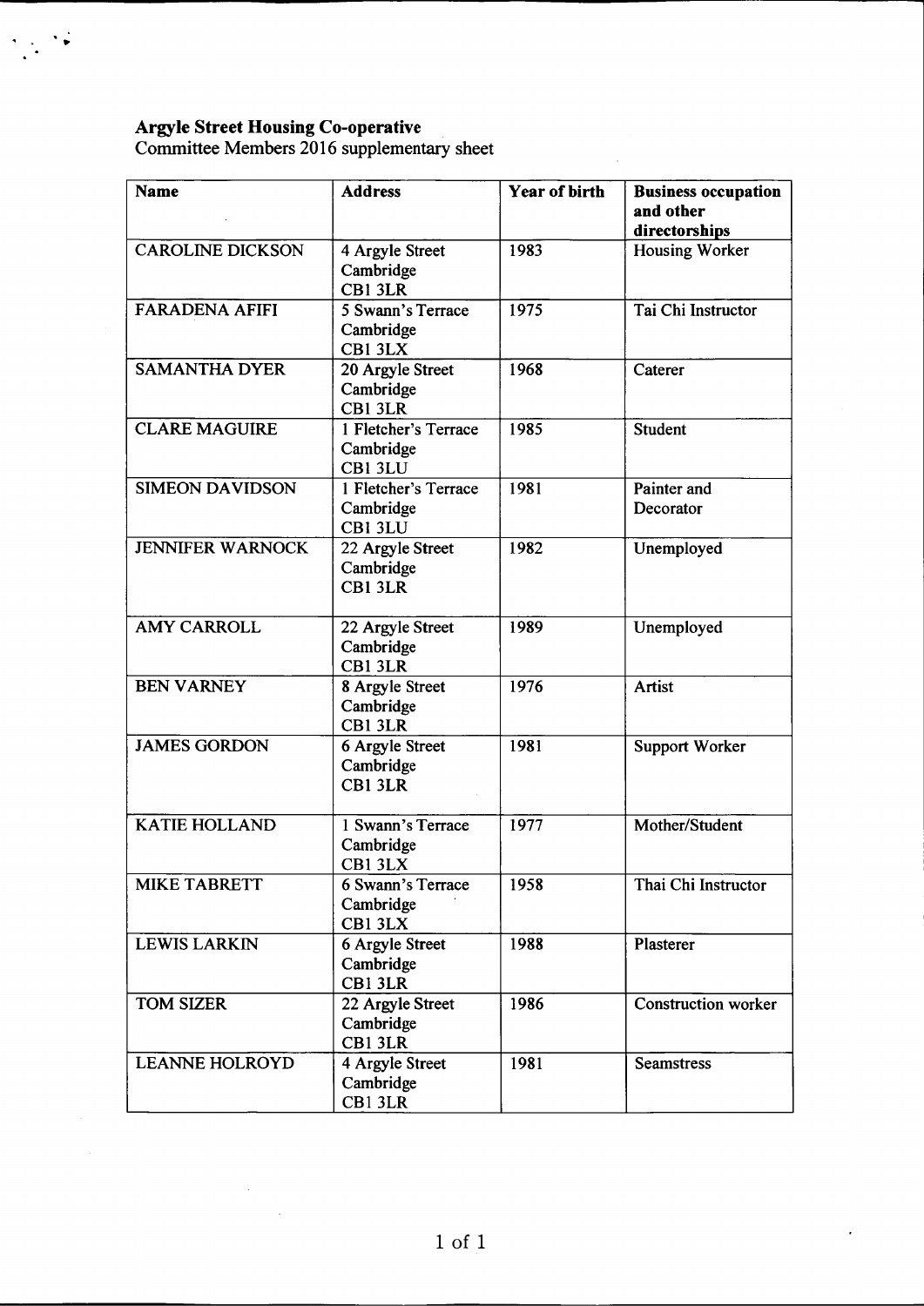**Argyle Street Housing Co-operative**
Committee Members 2016 supplementary sheet

| Name | Address | Year of birth | Business occupation and other directorships |
|---|---|---|---|
| CAROLINE DICKSON | 4 Argyle Street Cambridge CB1 3LR | 1983 | Housing Worker |
| FARADENA AFIFI | 5 Swann's Terrace Cambridge CB1 3LX | 1975 | Tai Chi Instructor |
| SAMANTHA DYER | 20 Argyle Street Cambridge CB1 3LR | 1968 | Caterer |
| CLARE MAGUIRE | 1 Fletcher's Terrace Cambridge CB1 3LU | 1985 | Student |
| SIMEON DAVIDSON | 1 Fletcher's Terrace Cambridge CB1 3LU | 1981 | Painter and Decorator |
| JENNIFER WARNOCK | 22 Argyle Street Cambridge CB1 3LR | 1982 | Unemployed |
| AMY CARROLL | 22 Argyle Street Cambridge CB1 3LR | 1989 | Unemployed |
| BEN VARNEY | 8 Argyle Street Cambridge CB1 3LR | 1976 | Artist |
| JAMES GORDON | 6 Argyle Street Cambridge CB1 3LR | 1981 | Support Worker |
| KATIE HOLLAND | 1 Swann's Terrace Cambridge CB1 3LX | 1977 | Mother/Student |
| MIKE TABRETT | 6 Swann's Terrace Cambridge CB1 3LX | 1958 | Thai Chi Instructor |
| LEWIS LARKIN | 6 Argyle Street Cambridge CB1 3LR | 1988 | Plasterer |
| TOM SIZER | 22 Argyle Street Cambridge CB1 3LR | 1986 | Construction worker |
| LEANNE HOLROYD | 4 Argyle Street Cambridge CB1 3LR | 1981 | Seamstress |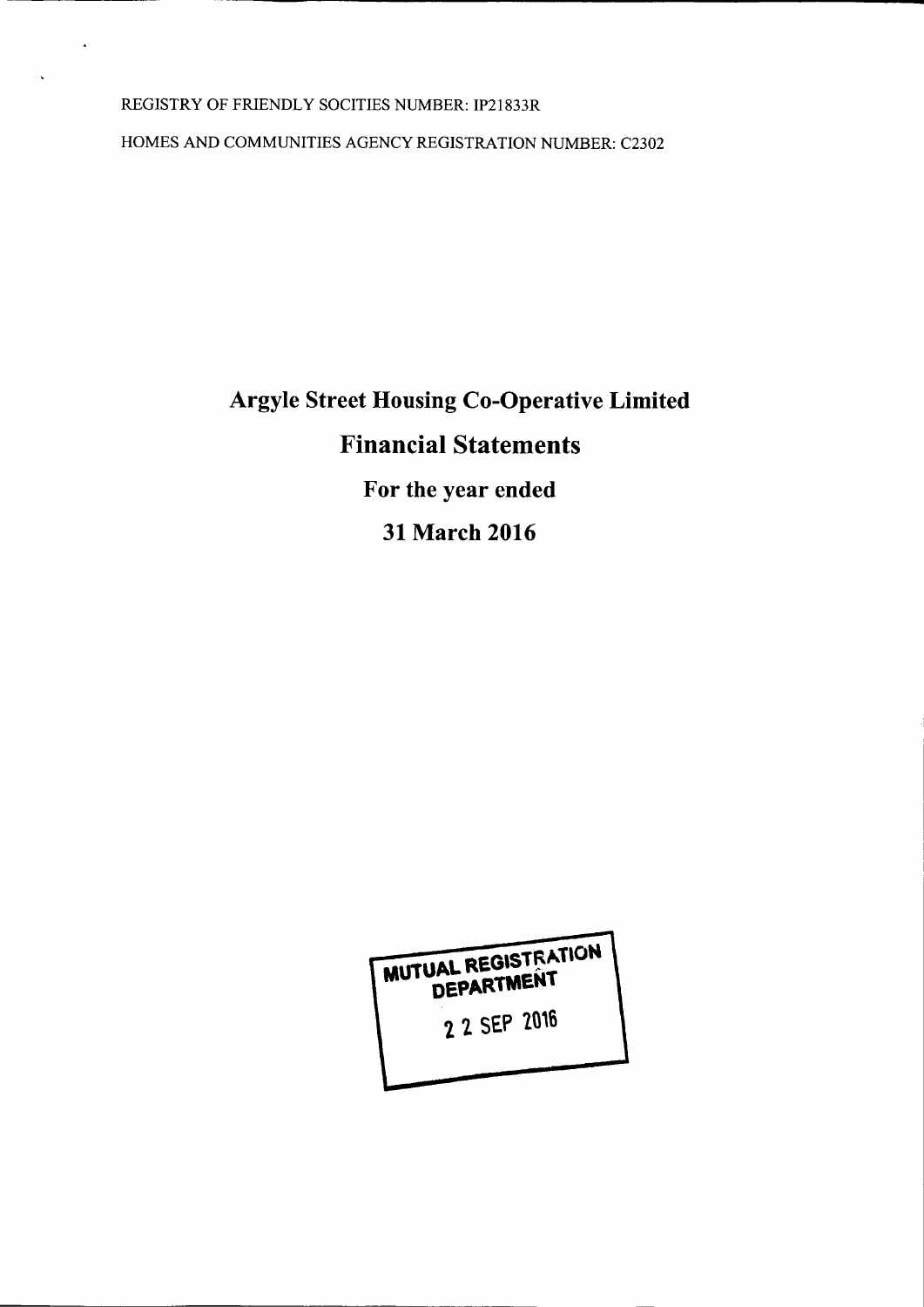REGISTRY OF FRIENDLY SOCITIES NUMBER: IP21833R

HOMES AND COMMUNITIES AGENCY REGISTRATION NUMBER: C2302

# Argyle Street Housing Co-Operative Limited

# Financial Statements

## For the year ended

## 31 March 2016

MUTUAL REGISTRATION DEPARTMENT

22 SEP 2016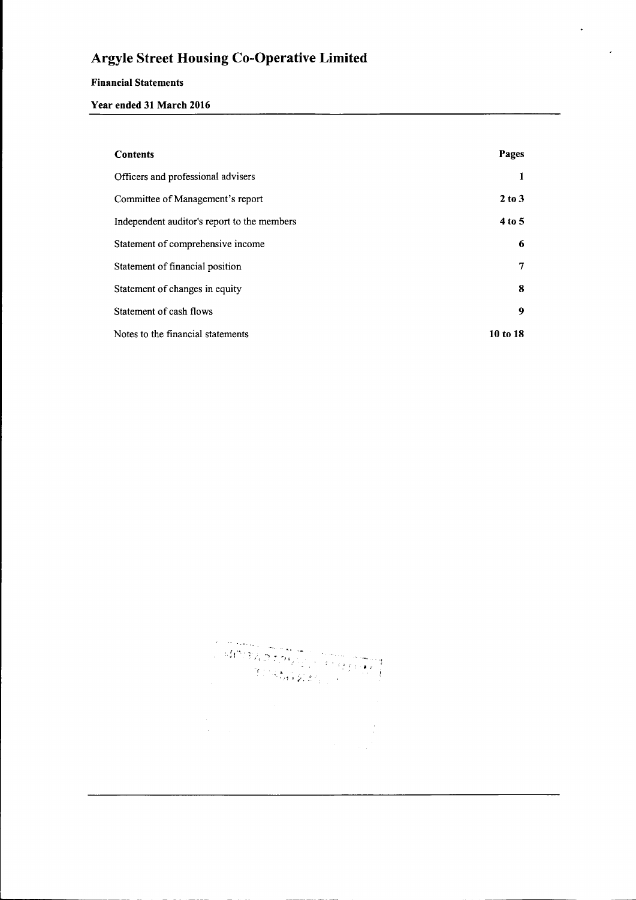# Argyle Street Housing Co-Operative Limited

**Financial Statements**

**Year ended 31 March 2016**

| Contents | Pages |
|---|---|
| Officers and professional advisers | 1 |
| Committee of Management's report | 2 to 3 |
| Independent auditor's report to the members | 4 to 5 |
| Statement of comprehensive income | 6 |
| Statement of financial position | 7 |
| Statement of changes in equity | 8 |
| Statement of cash flows | 9 |
| Notes to the financial statements | 10 to 18 |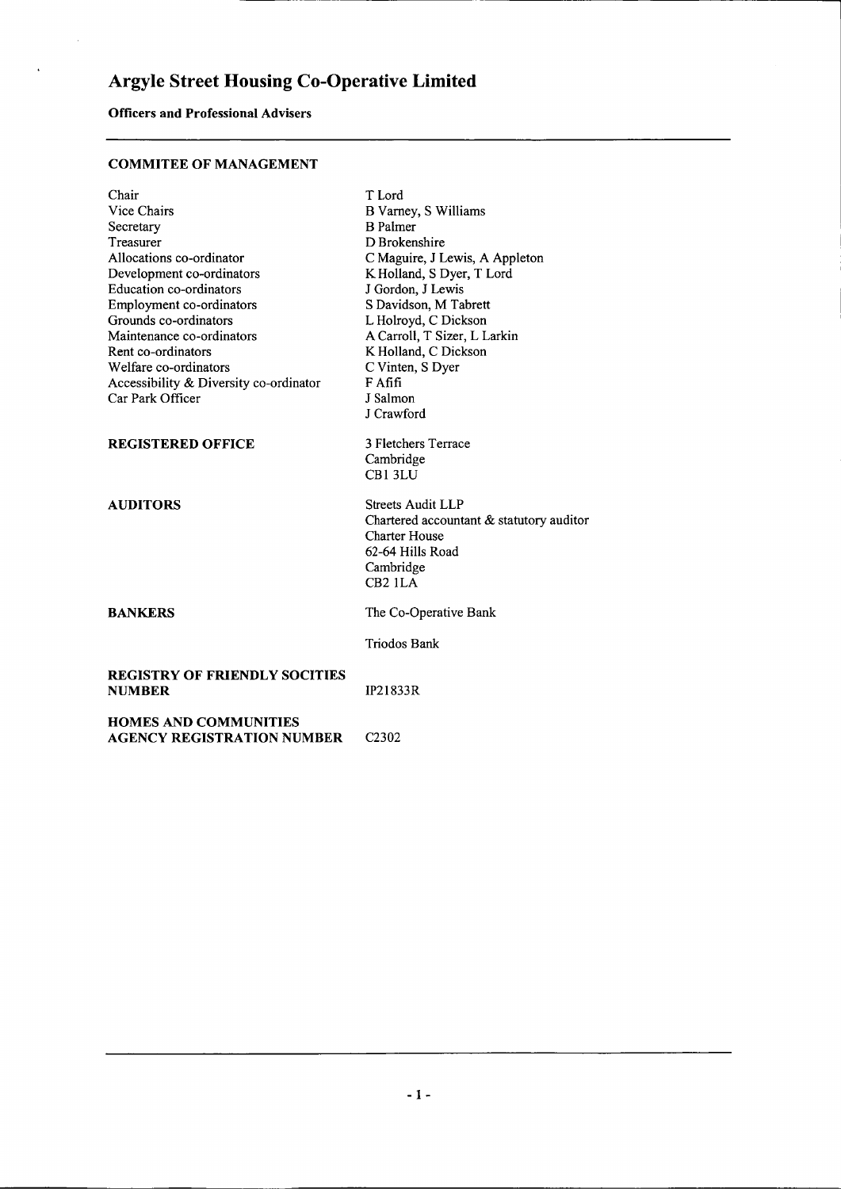# Argyle Street Housing Co-Operative Limited

**Officers and Professional Advisers**

**COMMITEE OF MANAGEMENT**

| | |
|---|---|
| Chair | T Lord |
| Vice Chairs | B Varney, S Williams |
| Secretary | B Palmer |
| Treasurer | D Brokenshire |
| Allocations co-ordinator | C Maguire, J Lewis, A Appleton |
| Development co-ordinators | K Holland, S Dyer, T Lord |
| Education co-ordinators | J Gordon, J Lewis |
| Employment co-ordinators | S Davidson, M Tabrett |
| Grounds co-ordinators | L Holroyd, C Dickson |
| Maintenance co-ordinators | A Carroll, T Sizer, L Larkin |
| Rent co-ordinators | K Holland, C Dickson |
| Welfare co-ordinators | C Vinten, S Dyer |
| Accessibility & Diversity co-ordinator | F Afifi |
| Car Park Officer | J Salmon |
| | J Crawford |

**REGISTERED OFFICE**

3 Fletchers Terrace
Cambridge
CB1 3LU

**AUDITORS**

Streets Audit LLP
Chartered accountant & statutory auditor
Charter House
62-64 Hills Road
Cambridge
CB2 1LA

**BANKERS**

The Co-Operative Bank

Triodos Bank

**REGISTRY OF FRIENDLY SOCITIES NUMBER** IP21833R

**HOMES AND COMMUNITIES AGENCY REGISTRATION NUMBER** C2302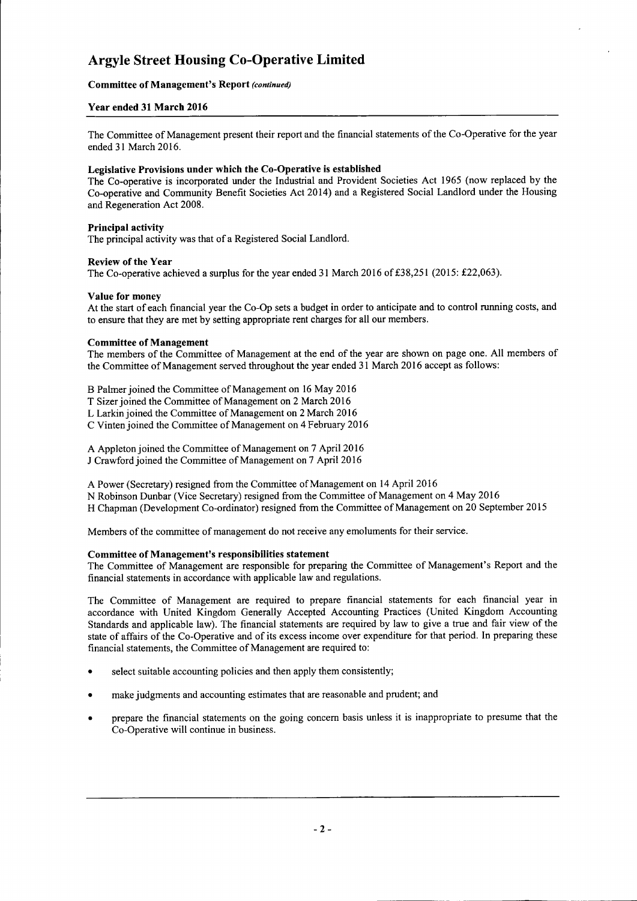# Argyle Street Housing Co-Operative Limited

**Committee of Management's Report** *(continued)*

**Year ended 31 March 2016**

The Committee of Management present their report and the financial statements of the Co-Operative for the year ended 31 March 2016.

**Legislative Provisions under which the Co-Operative is established**
The Co-operative is incorporated under the Industrial and Provident Societies Act 1965 (now replaced by the Co-operative and Community Benefit Societies Act 2014) and a Registered Social Landlord under the Housing and Regeneration Act 2008.

**Principal activity**
The principal activity was that of a Registered Social Landlord.

**Review of the Year**
The Co-operative achieved a surplus for the year ended 31 March 2016 of £38,251 (2015: £22,063).

**Value for money**
At the start of each financial year the Co-Op sets a budget in order to anticipate and to control running costs, and to ensure that they are met by setting appropriate rent charges for all our members.

**Committee of Management**
The members of the Committee of Management at the end of the year are shown on page one. All members of the Committee of Management served throughout the year ended 31 March 2016 accept as follows:

B Palmer joined the Committee of Management on 16 May 2016
T Sizer joined the Committee of Management on 2 March 2016
L Larkin joined the Committee of Management on 2 March 2016
C Vinten joined the Committee of Management on 4 February 2016

A Appleton joined the Committee of Management on 7 April 2016
J Crawford joined the Committee of Management on 7 April 2016

A Power (Secretary) resigned from the Committee of Management on 14 April 2016
N Robinson Dunbar (Vice Secretary) resigned from the Committee of Management on 4 May 2016
H Chapman (Development Co-ordinator) resigned from the Committee of Management on 20 September 2015

Members of the committee of management do not receive any emoluments for their service.

**Committee of Management's responsibilities statement**
The Committee of Management are responsible for preparing the Committee of Management's Report and the financial statements in accordance with applicable law and regulations.

The Committee of Management are required to prepare financial statements for each financial year in accordance with United Kingdom Generally Accepted Accounting Practices (United Kingdom Accounting Standards and applicable law). The financial statements are required by law to give a true and fair view of the state of affairs of the Co-Operative and of its excess income over expenditure for that period. In preparing these financial statements, the Committee of Management are required to:

- select suitable accounting policies and then apply them consistently;
- make judgments and accounting estimates that are reasonable and prudent; and
- prepare the financial statements on the going concern basis unless it is inappropriate to presume that the Co-Operative will continue in business.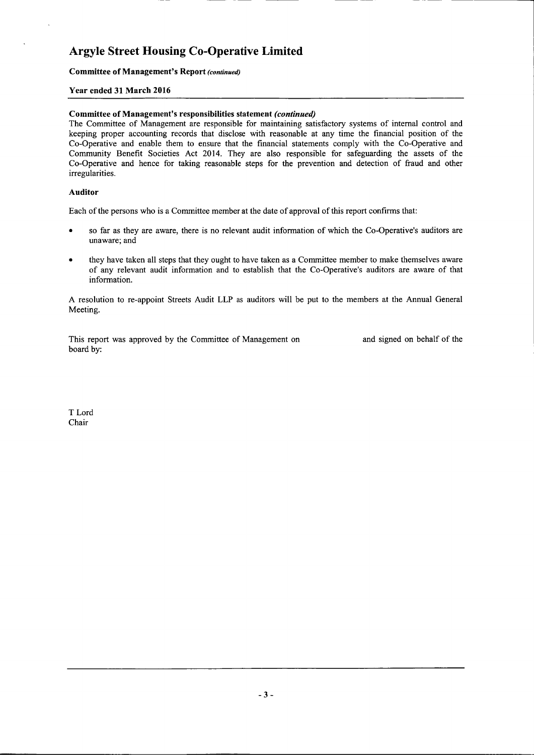# Argyle Street Housing Co-Operative Limited

**Committee of Management's Report** *(continued)*

**Year ended 31 March 2016**

**Committee of Management's responsibilities statement** ***(continued)***

The Committee of Management are responsible for maintaining satisfactory systems of internal control and keeping proper accounting records that disclose with reasonable at any time the financial position of the Co-Operative and enable them to ensure that the financial statements comply with the Co-Operative and Community Benefit Societies Act 2014. They are also responsible for safeguarding the assets of the Co-Operative and hence for taking reasonable steps for the prevention and detection of fraud and other irregularities.

**Auditor**

Each of the persons who is a Committee member at the date of approval of this report confirms that:

- so far as they are aware, there is no relevant audit information of which the Co-Operative's auditors are unaware; and
- they have taken all steps that they ought to have taken as a Committee member to make themselves aware of any relevant audit information and to establish that the Co-Operative's auditors are aware of that information.

A resolution to re-appoint Streets Audit LLP as auditors will be put to the members at the Annual General Meeting.

This report was approved by the Committee of Management on and signed on behalf of the board by:

T Lord
Chair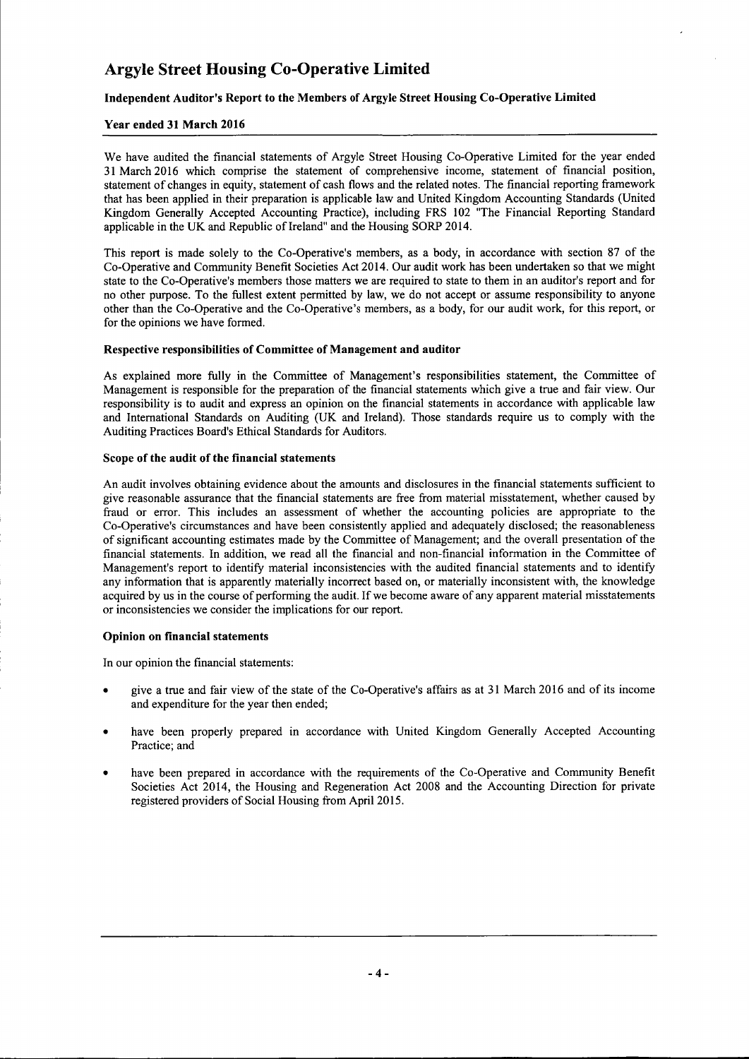# Argyle Street Housing Co-Operative Limited

### Independent Auditor's Report to the Members of Argyle Street Housing Co-Operative Limited

### Year ended 31 March 2016

We have audited the financial statements of Argyle Street Housing Co-Operative Limited for the year ended 31 March 2016 which comprise the statement of comprehensive income, statement of financial position, statement of changes in equity, statement of cash flows and the related notes. The financial reporting framework that has been applied in their preparation is applicable law and United Kingdom Accounting Standards (United Kingdom Generally Accepted Accounting Practice), including FRS 102 "The Financial Reporting Standard applicable in the UK and Republic of Ireland" and the Housing SORP 2014.

This report is made solely to the Co-Operative's members, as a body, in accordance with section 87 of the Co-Operative and Community Benefit Societies Act 2014. Our audit work has been undertaken so that we might state to the Co-Operative's members those matters we are required to state to them in an auditor's report and for no other purpose. To the fullest extent permitted by law, we do not accept or assume responsibility to anyone other than the Co-Operative and the Co-Operative's members, as a body, for our audit work, for this report, or for the opinions we have formed.

#### Respective responsibilities of Committee of Management and auditor

As explained more fully in the Committee of Management's responsibilities statement, the Committee of Management is responsible for the preparation of the financial statements which give a true and fair view. Our responsibility is to audit and express an opinion on the financial statements in accordance with applicable law and International Standards on Auditing (UK and Ireland). Those standards require us to comply with the Auditing Practices Board's Ethical Standards for Auditors.

#### Scope of the audit of the financial statements

An audit involves obtaining evidence about the amounts and disclosures in the financial statements sufficient to give reasonable assurance that the financial statements are free from material misstatement, whether caused by fraud or error. This includes an assessment of whether the accounting policies are appropriate to the Co-Operative's circumstances and have been consistently applied and adequately disclosed; the reasonableness of significant accounting estimates made by the Committee of Management; and the overall presentation of the financial statements. In addition, we read all the financial and non-financial information in the Committee of Management's report to identify material inconsistencies with the audited financial statements and to identify any information that is apparently materially incorrect based on, or materially inconsistent with, the knowledge acquired by us in the course of performing the audit. If we become aware of any apparent material misstatements or inconsistencies we consider the implications for our report.

#### Opinion on financial statements

In our opinion the financial statements:

- give a true and fair view of the state of the Co-Operative's affairs as at 31 March 2016 and of its income and expenditure for the year then ended;
- have been properly prepared in accordance with United Kingdom Generally Accepted Accounting Practice; and
- have been prepared in accordance with the requirements of the Co-Operative and Community Benefit Societies Act 2014, the Housing and Regeneration Act 2008 and the Accounting Direction for private registered providers of Social Housing from April 2015.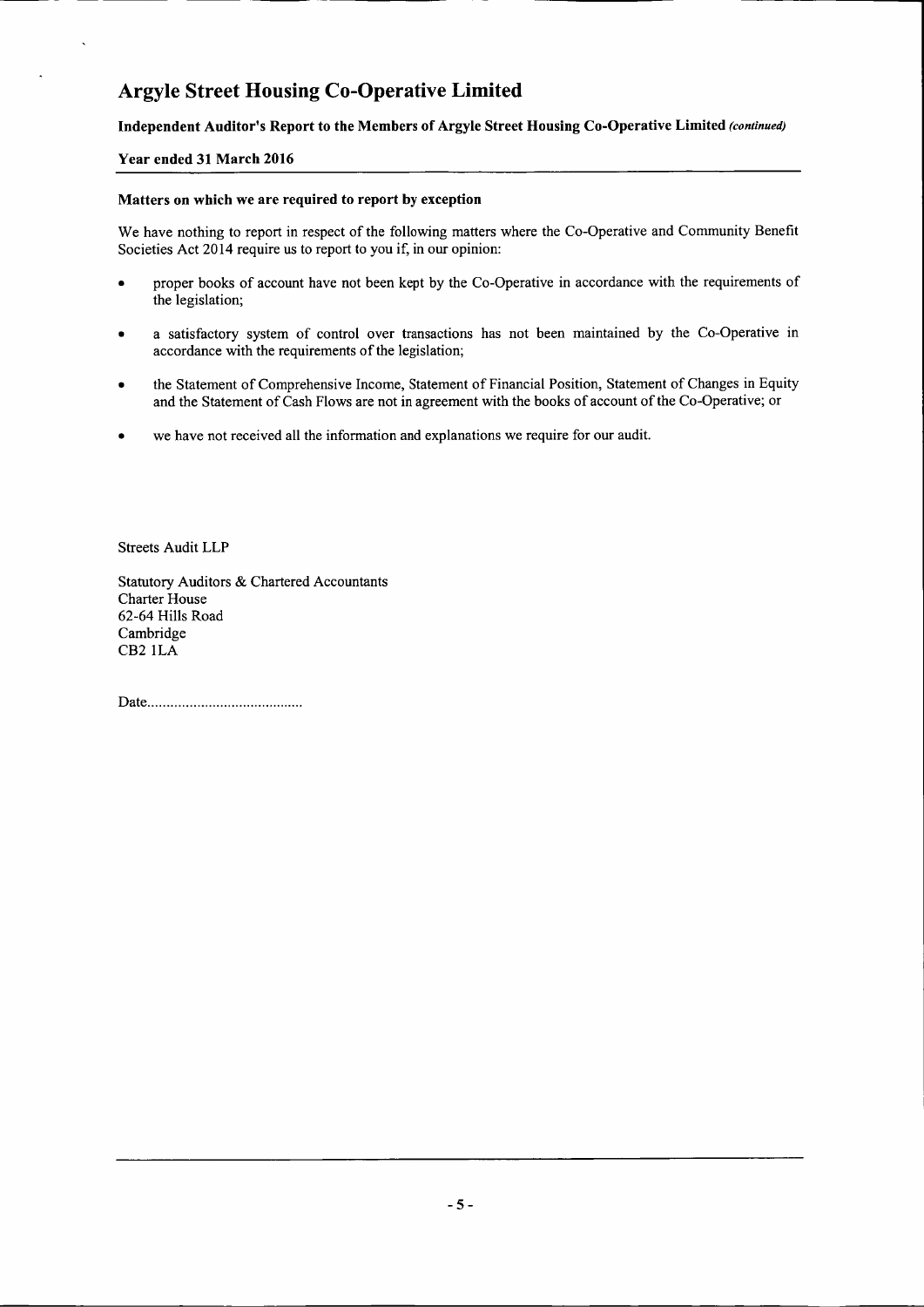# Argyle Street Housing Co-Operative Limited

**Independent Auditor's Report to the Members of Argyle Street Housing Co-Operative Limited** *(continued)*

**Year ended 31 March 2016**

### Matters on which we are required to report by exception

We have nothing to report in respect of the following matters where the Co-Operative and Community Benefit Societies Act 2014 require us to report to you if, in our opinion:

- proper books of account have not been kept by the Co-Operative in accordance with the requirements of the legislation;
- a satisfactory system of control over transactions has not been maintained by the Co-Operative in accordance with the requirements of the legislation;
- the Statement of Comprehensive Income, Statement of Financial Position, Statement of Changes in Equity and the Statement of Cash Flows are not in agreement with the books of account of the Co-Operative; or
- we have not received all the information and explanations we require for our audit.

Streets Audit LLP

Statutory Auditors & Chartered Accountants
Charter House
62-64 Hills Road
Cambridge
CB2 1LA

Date.........................................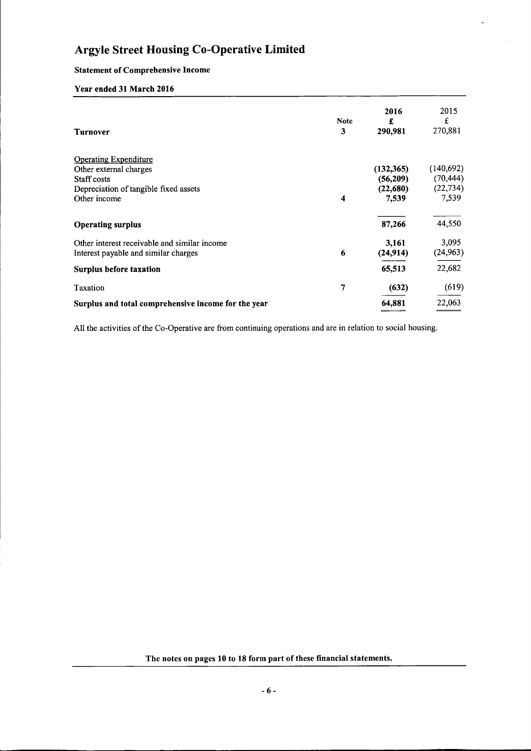# Argyle Street Housing Co-Operative Limited

**Statement of Comprehensive Income**

**Year ended 31 March 2016**

| | Note | 2016 £ | 2015 £ |
|---|---|---|---|
| **Turnover** | 3 | **290,981** | 270,881 |
| Operating Expenditure | | | |
| Other external charges | | **(132,365)** | (140,692) |
| Staff costs | | **(56,209)** | (70,444) |
| Depreciation of tangible fixed assets | | **(22,680)** | (22,734) |
| Other income | 4 | **7,539** | 7,539 |
| **Operating surplus** | | **87,266** | 44,550 |
| Other interest receivable and similar income | | **3,161** | 3,095 |
| Interest payable and similar charges | 6 | **(24,914)** | (24,963) |
| **Surplus before taxation** | | **65,513** | 22,682 |
| Taxation | 7 | **(632)** | (619) |
| **Surplus and total comprehensive income for the year** | | **64,881** | 22,063 |

All the activities of the Co-Operative are from continuing operations and are in relation to social housing.

**The notes on pages 10 to 18 form part of these financial statements.**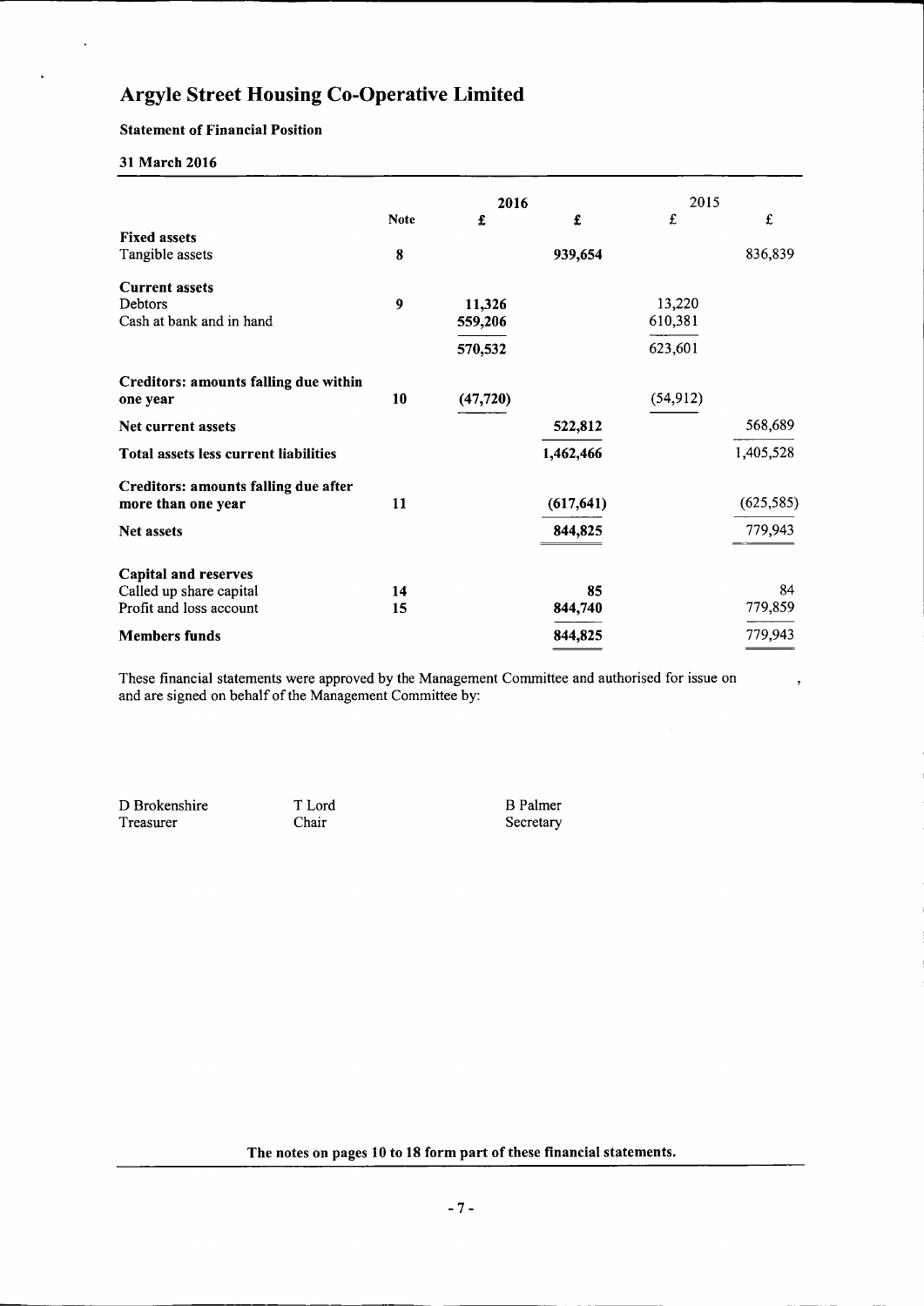# Argyle Street Housing Co-Operative Limited

**Statement of Financial Position**

**31 March 2016**

| | Note | 2016 £ | 2016 £ | 2015 £ | 2015 £ |
|---|---|---|---|---|---|
| **Fixed assets** | | | | | |
| Tangible assets | 8 | | 939,654 | | 836,839 |
| **Current assets** | | | | | |
| Debtors | 9 | 11,326 | | 13,220 | |
| Cash at bank and in hand | | 559,206 | | 610,381 | |
| | | 570,532 | | 623,601 | |
| **Creditors: amounts falling due within one year** | 10 | (47,720) | | (54,912) | |
| **Net current assets** | | | 522,812 | | 568,689 |
| **Total assets less current liabilities** | | | 1,462,466 | | 1,405,528 |
| **Creditors: amounts falling due after more than one year** | 11 | | (617,641) | | (625,585) |
| **Net assets** | | | 844,825 | | 779,943 |
| **Capital and reserves** | | | | | |
| Called up share capital | 14 | | 85 | | 84 |
| Profit and loss account | 15 | | 844,740 | | 779,859 |
| **Members funds** | | | 844,825 | | 779,943 |

These financial statements were approved by the Management Committee and authorised for issue on ,
and are signed on behalf of the Management Committee by:

D Brokenshire
Treasurer

T Lord
Chair

B Palmer
Secretary

**The notes on pages 10 to 18 form part of these financial statements.**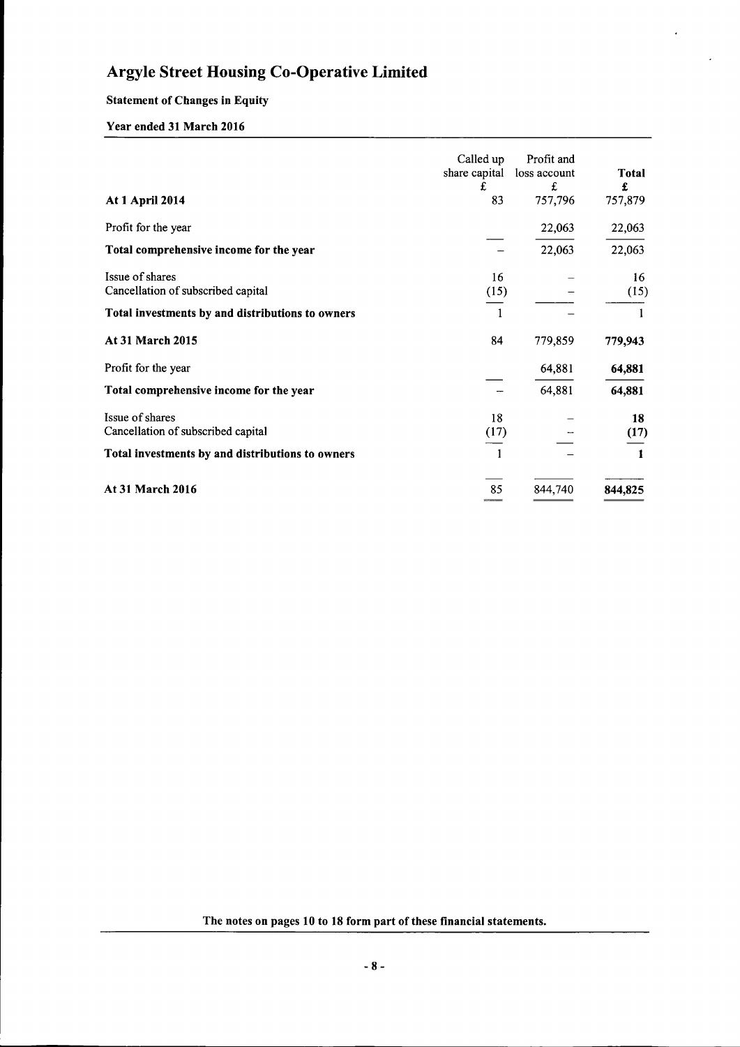# Argyle Street Housing Co-Operative Limited

## Statement of Changes in Equity

### Year ended 31 March 2016

| | Called up share capital £ | Profit and loss account £ | **Total £** |
|---|---|---|---|
| **At 1 April 2014** | 83 | 757,796 | 757,879 |
| Profit for the year | | 22,063 | 22,063 |
| **Total comprehensive income for the year** | – | 22,063 | 22,063 |
| Issue of shares | 16 | – | 16 |
| Cancellation of subscribed capital | (15) | – | (15) |
| **Total investments by and distributions to owners** | 1 | – | 1 |
| **At 31 March 2015** | 84 | 779,859 | **779,943** |
| Profit for the year | | 64,881 | **64,881** |
| **Total comprehensive income for the year** | – | 64,881 | **64,881** |
| Issue of shares | 18 | – | **18** |
| Cancellation of subscribed capital | (17) | – | **(17)** |
| **Total investments by and distributions to owners** | 1 | – | **1** |
| **At 31 March 2016** | 85 | 844,740 | **844,825** |

**The notes on pages 10 to 18 form part of these financial statements.**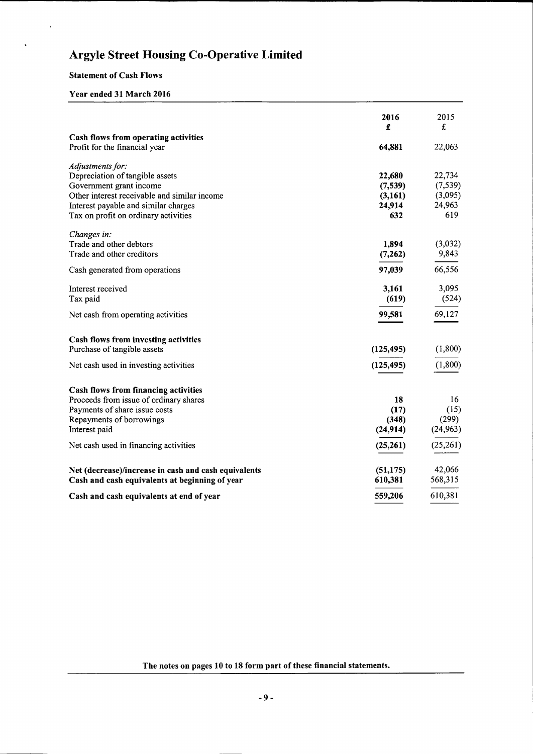# Argyle Street Housing Co-Operative Limited

## Statement of Cash Flows

### Year ended 31 March 2016

| | 2016<br>£ | 2015<br>£ |
|---|---|---|
| **Cash flows from operating activities** | | |
| Profit for the financial year | **64,881** | 22,063 |
| *Adjustments for:* | | |
| Depreciation of tangible assets | **22,680** | 22,734 |
| Government grant income | **(7,539)** | (7,539) |
| Other interest receivable and similar income | **(3,161)** | (3,095) |
| Interest payable and similar charges | **24,914** | 24,963 |
| Tax on profit on ordinary activities | **632** | 619 |
| *Changes in:* | | |
| Trade and other debtors | **1,894** | (3,032) |
| Trade and other creditors | **(7,262)** | 9,843 |
| Cash generated from operations | **97,039** | 66,556 |
| Interest received | **3,161** | 3,095 |
| Tax paid | **(619)** | (524) |
| Net cash from operating activities | **99,581** | 69,127 |
| **Cash flows from investing activities** | | |
| Purchase of tangible assets | **(125,495)** | (1,800) |
| Net cash used in investing activities | **(125,495)** | (1,800) |
| **Cash flows from financing activities** | | |
| Proceeds from issue of ordinary shares | **18** | 16 |
| Payments of share issue costs | **(17)** | (15) |
| Repayments of borrowings | **(348)** | (299) |
| Interest paid | **(24,914)** | (24,963) |
| Net cash used in financing activities | **(25,261)** | (25,261) |
| **Net (decrease)/increase in cash and cash equivalents** | **(51,175)** | 42,066 |
| **Cash and cash equivalents at beginning of year** | **610,381** | 568,315 |
| **Cash and cash equivalents at end of year** | **559,206** | 610,381 |

**The notes on pages 10 to 18 form part of these financial statements.**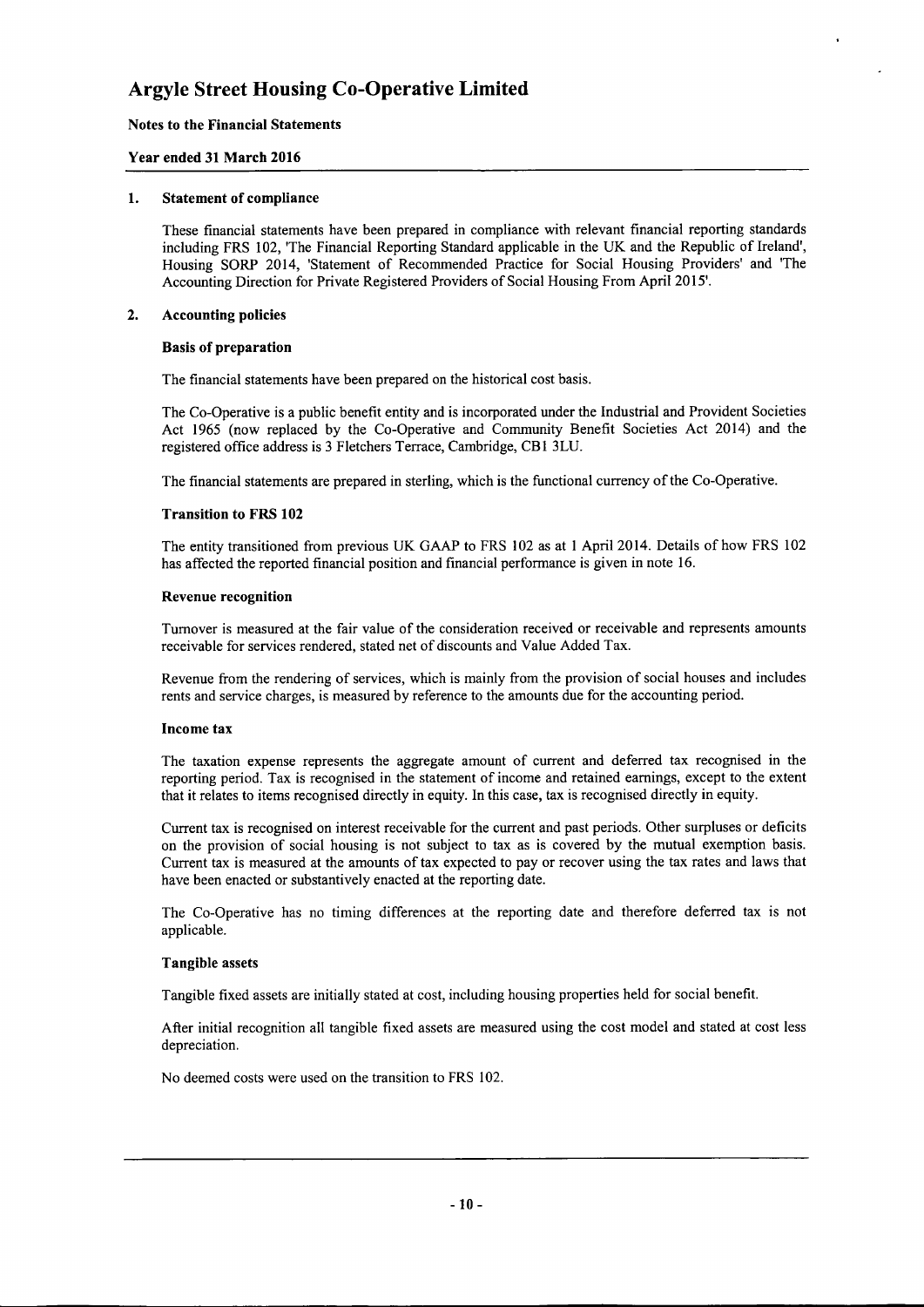# Argyle Street Housing Co-Operative Limited

**Notes to the Financial Statements**

**Year ended 31 March 2016**

## 1. Statement of compliance

These financial statements have been prepared in compliance with relevant financial reporting standards including FRS 102, 'The Financial Reporting Standard applicable in the UK and the Republic of Ireland', Housing SORP 2014, 'Statement of Recommended Practice for Social Housing Providers' and 'The Accounting Direction for Private Registered Providers of Social Housing From April 2015'.

## 2. Accounting policies

### Basis of preparation

The financial statements have been prepared on the historical cost basis.

The Co-Operative is a public benefit entity and is incorporated under the Industrial and Provident Societies Act 1965 (now replaced by the Co-Operative and Community Benefit Societies Act 2014) and the registered office address is 3 Fletchers Terrace, Cambridge, CB1 3LU.

The financial statements are prepared in sterling, which is the functional currency of the Co-Operative.

### Transition to FRS 102

The entity transitioned from previous UK GAAP to FRS 102 as at 1 April 2014. Details of how FRS 102 has affected the reported financial position and financial performance is given in note 16.

### Revenue recognition

Turnover is measured at the fair value of the consideration received or receivable and represents amounts receivable for services rendered, stated net of discounts and Value Added Tax.

Revenue from the rendering of services, which is mainly from the provision of social houses and includes rents and service charges, is measured by reference to the amounts due for the accounting period.

### Income tax

The taxation expense represents the aggregate amount of current and deferred tax recognised in the reporting period. Tax is recognised in the statement of income and retained earnings, except to the extent that it relates to items recognised directly in equity. In this case, tax is recognised directly in equity.

Current tax is recognised on interest receivable for the current and past periods. Other surpluses or deficits on the provision of social housing is not subject to tax as is covered by the mutual exemption basis. Current tax is measured at the amounts of tax expected to pay or recover using the tax rates and laws that have been enacted or substantively enacted at the reporting date.

The Co-Operative has no timing differences at the reporting date and therefore deferred tax is not applicable.

### Tangible assets

Tangible fixed assets are initially stated at cost, including housing properties held for social benefit.

After initial recognition all tangible fixed assets are measured using the cost model and stated at cost less depreciation.

No deemed costs were used on the transition to FRS 102.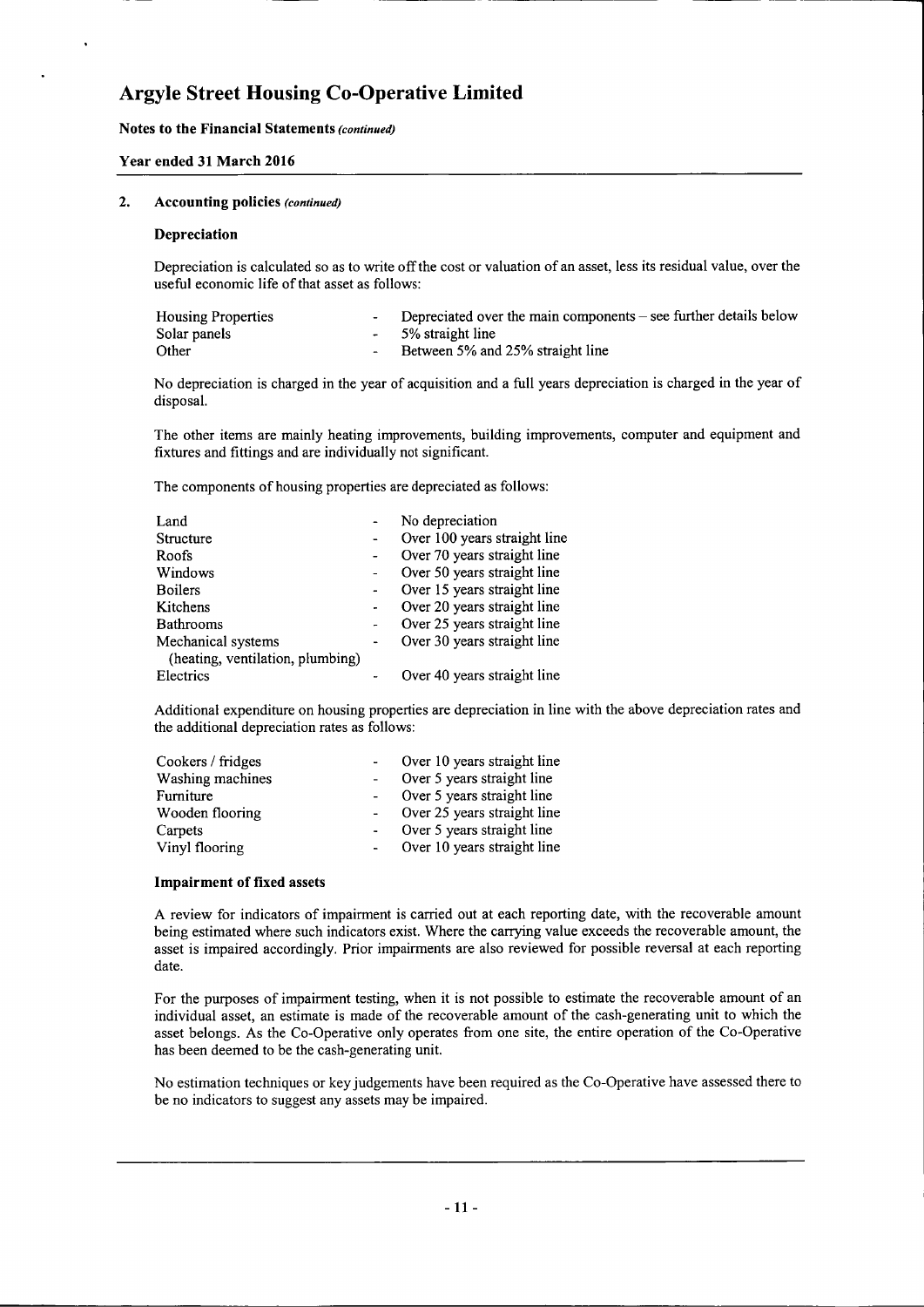## 2. Accounting policies *(continued)*

### Depreciation

Depreciation is calculated so as to write off the cost or valuation of an asset, less its residual value, over the useful economic life of that asset as follows:

| | | |
|---|---|---|
| Housing Properties | - | Depreciated over the main components – see further details below |
| Solar panels | - | 5% straight line |
| Other | - | Between 5% and 25% straight line |

No depreciation is charged in the year of acquisition and a full years depreciation is charged in the year of disposal.

The other items are mainly heating improvements, building improvements, computer and equipment and fixtures and fittings and are individually not significant.

The components of housing properties are depreciated as follows:

| | | |
|---|---|---|
| Land | - | No depreciation |
| Structure | - | Over 100 years straight line |
| Roofs | - | Over 70 years straight line |
| Windows | - | Over 50 years straight line |
| Boilers | - | Over 15 years straight line |
| Kitchens | - | Over 20 years straight line |
| Bathrooms | - | Over 25 years straight line |
| Mechanical systems (heating, ventilation, plumbing) | - | Over 30 years straight line |
| Electrics | - | Over 40 years straight line |

Additional expenditure on housing properties are depreciation in line with the above depreciation rates and the additional depreciation rates as follows:

| | | |
|---|---|---|
| Cookers / fridges | - | Over 10 years straight line |
| Washing machines | - | Over 5 years straight line |
| Furniture | - | Over 5 years straight line |
| Wooden flooring | - | Over 25 years straight line |
| Carpets | - | Over 5 years straight line |
| Vinyl flooring | - | Over 10 years straight line |

### Impairment of fixed assets

A review for indicators of impairment is carried out at each reporting date, with the recoverable amount being estimated where such indicators exist. Where the carrying value exceeds the recoverable amount, the asset is impaired accordingly. Prior impairments are also reviewed for possible reversal at each reporting date.

For the purposes of impairment testing, when it is not possible to estimate the recoverable amount of an individual asset, an estimate is made of the recoverable amount of the cash-generating unit to which the asset belongs. As the Co-Operative only operates from one site, the entire operation of the Co-Operative has been deemed to be the cash-generating unit.

No estimation techniques or key judgements have been required as the Co-Operative have assessed there to be no indicators to suggest any assets may be impaired.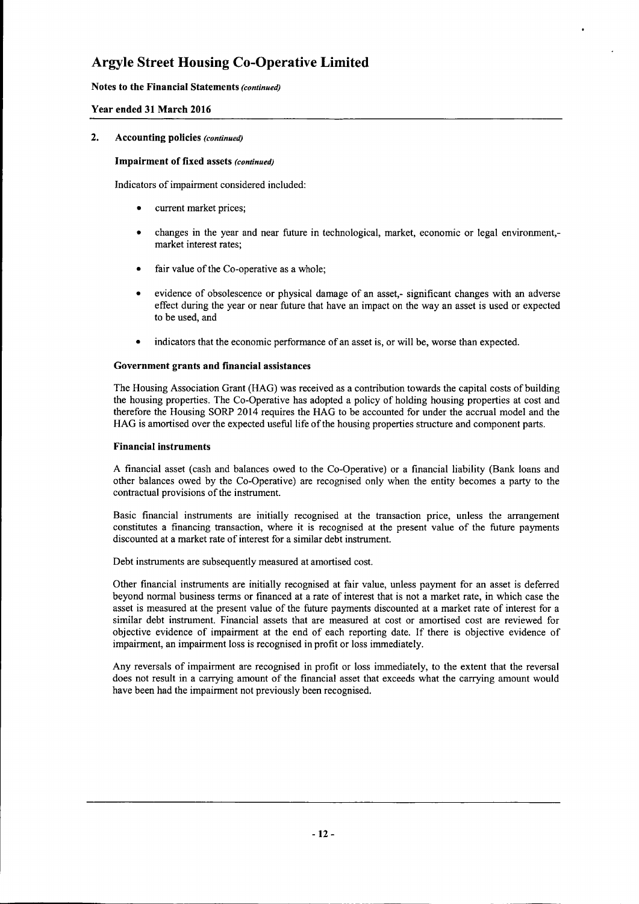## 2. Accounting policies *(continued)*

### Impairment of fixed assets *(continued)*

Indicators of impairment considered included:

- current market prices;
- changes in the year and near future in technological, market, economic or legal environment,- market interest rates;
- fair value of the Co-operative as a whole;
- evidence of obsolescence or physical damage of an asset,- significant changes with an adverse effect during the year or near future that have an impact on the way an asset is used or expected to be used, and
- indicators that the economic performance of an asset is, or will be, worse than expected.

### Government grants and financial assistances

The Housing Association Grant (HAG) was received as a contribution towards the capital costs of building the housing properties. The Co-Operative has adopted a policy of holding housing properties at cost and therefore the Housing SORP 2014 requires the HAG to be accounted for under the accrual model and the HAG is amortised over the expected useful life of the housing properties structure and component parts.

### Financial instruments

A financial asset (cash and balances owed to the Co-Operative) or a financial liability (Bank loans and other balances owed by the Co-Operative) are recognised only when the entity becomes a party to the contractual provisions of the instrument.

Basic financial instruments are initially recognised at the transaction price, unless the arrangement constitutes a financing transaction, where it is recognised at the present value of the future payments discounted at a market rate of interest for a similar debt instrument.

Debt instruments are subsequently measured at amortised cost.

Other financial instruments are initially recognised at fair value, unless payment for an asset is deferred beyond normal business terms or financed at a rate of interest that is not a market rate, in which case the asset is measured at the present value of the future payments discounted at a market rate of interest for a similar debt instrument. Financial assets that are measured at cost or amortised cost are reviewed for objective evidence of impairment at the end of each reporting date. If there is objective evidence of impairment, an impairment loss is recognised in profit or loss immediately.

Any reversals of impairment are recognised in profit or loss immediately, to the extent that the reversal does not result in a carrying amount of the financial asset that exceeds what the carrying amount would have been had the impairment not previously been recognised.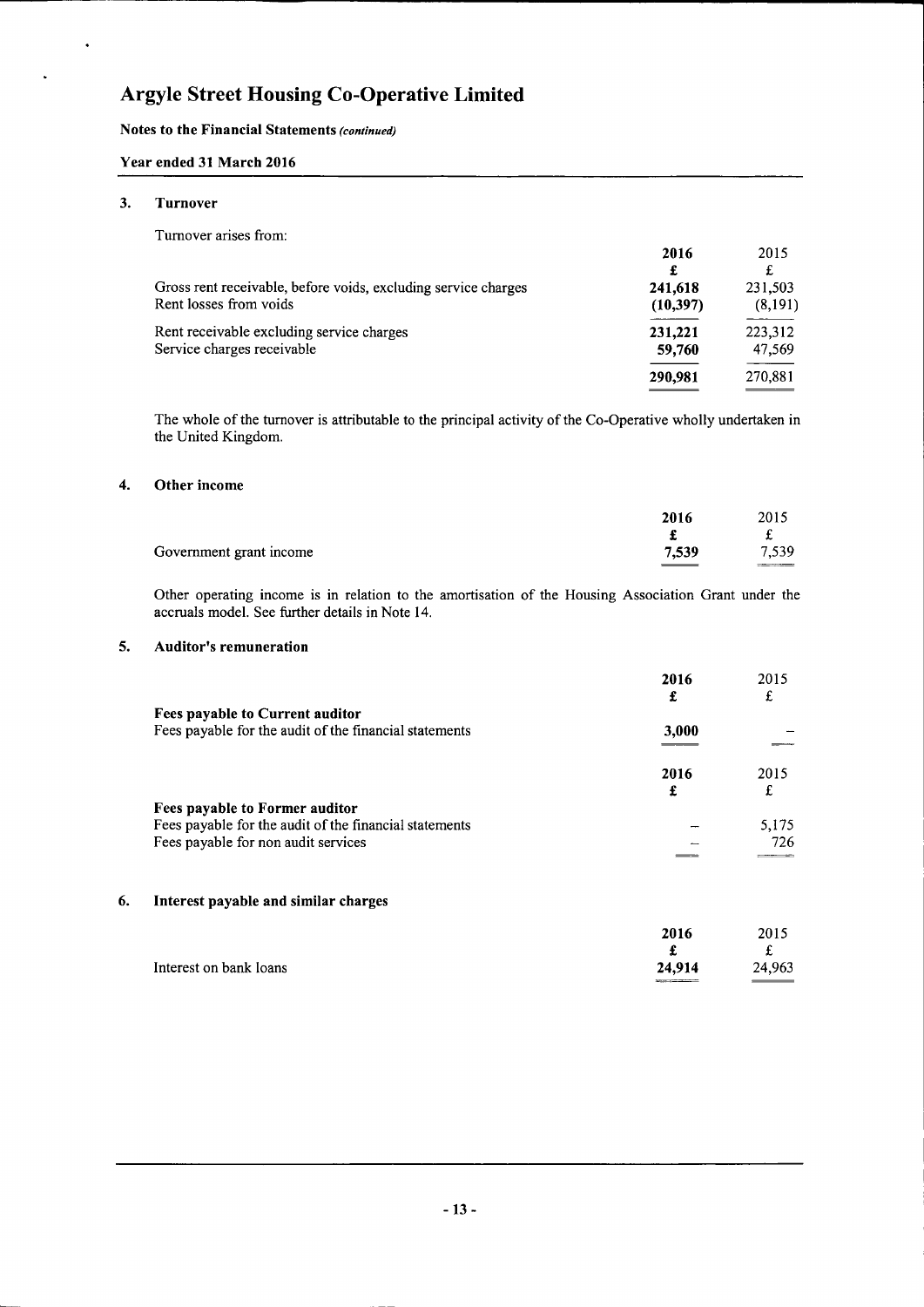# Argyle Street Housing Co-Operative Limited

**Notes to the Financial Statements** ***(continued)***

**Year ended 31 March 2016**

## 3. Turnover

Turnover arises from:

| | **2016** | 2015 |
|---|---|---|
| | **£** | £ |
| Gross rent receivable, before voids, excluding service charges | **241,618** | 231,503 |
| Rent losses from voids | **(10,397)** | (8,191) |
| Rent receivable excluding service charges | **231,221** | 223,312 |
| Service charges receivable | **59,760** | 47,569 |
| | **290,981** | 270,881 |

The whole of the turnover is attributable to the principal activity of the Co-Operative wholly undertaken in the United Kingdom.

## 4. Other income

| | **2016** | 2015 |
|---|---|---|
| | **£** | £ |
| Government grant income | **7,539** | 7,539 |

Other operating income is in relation to the amortisation of the Housing Association Grant under the accruals model. See further details in Note 14.

## 5. Auditor's remuneration

| | **2016** | 2015 |
|---|---|---|
| | **£** | £ |
| **Fees payable to Current auditor** | | |
| Fees payable for the audit of the financial statements | **3,000** | – |

| | **2016** | 2015 |
|---|---|---|
| | **£** | £ |
| **Fees payable to Former auditor** | | |
| Fees payable for the audit of the financial statements | – | 5,175 |
| Fees payable for non audit services | – | 726 |

## 6. Interest payable and similar charges

| | **2016** | 2015 |
|---|---|---|
| | **£** | £ |
| Interest on bank loans | **24,914** | 24,963 |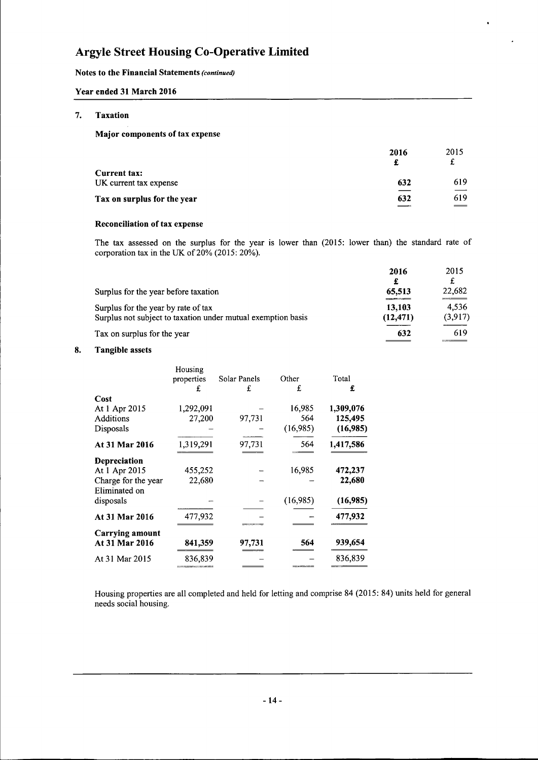# Argyle Street Housing Co-Operative Limited

**Notes to the Financial Statements** ***(continued)***

**Year ended 31 March 2016**

## 7. Taxation

### Major components of tax expense

| | 2016 | 2015 |
|---|---|---|
| | £ | £ |
| **Current tax:** | | |
| UK current tax expense | **632** | 619 |
| **Tax on surplus for the year** | **632** | 619 |

### Reconciliation of tax expense

The tax assessed on the surplus for the year is lower than (2015: lower than) the standard rate of corporation tax in the UK of 20% (2015: 20%).

| | 2016 | 2015 |
|---|---|---|
| | £ | £ |
| Surplus for the year before taxation | **65,513** | 22,682 |
| Surplus for the year by rate of tax | **13,103** | 4,536 |
| Surplus not subject to taxation under mutual exemption basis | **(12,471)** | (3,917) |
| Tax on surplus for the year | **632** | 619 |

## 8. Tangible assets

| | Housing properties | Solar Panels | Other | Total |
|---|---|---|---|---|
| | £ | £ | £ | £ |
| **Cost** | | | | |
| At 1 Apr 2015 | 1,292,091 | – | 16,985 | **1,309,076** |
| Additions | 27,200 | 97,731 | 564 | **125,495** |
| Disposals | – | – | (16,985) | **(16,985)** |
| **At 31 Mar 2016** | 1,319,291 | 97,731 | 564 | **1,417,586** |
| **Depreciation** | | | | |
| At 1 Apr 2015 | 455,252 | – | 16,985 | **472,237** |
| Charge for the year | 22,680 | – | – | **22,680** |
| Eliminated on disposals | – | – | (16,985) | **(16,985)** |
| **At 31 Mar 2016** | 477,932 | – | – | **477,932** |
| **Carrying amount** | | | | |
| **At 31 Mar 2016** | **841,359** | **97,731** | **564** | **939,654** |
| At 31 Mar 2015 | 836,839 | – | – | 836,839 |

Housing properties are all completed and held for letting and comprise 84 (2015: 84) units held for general needs social housing.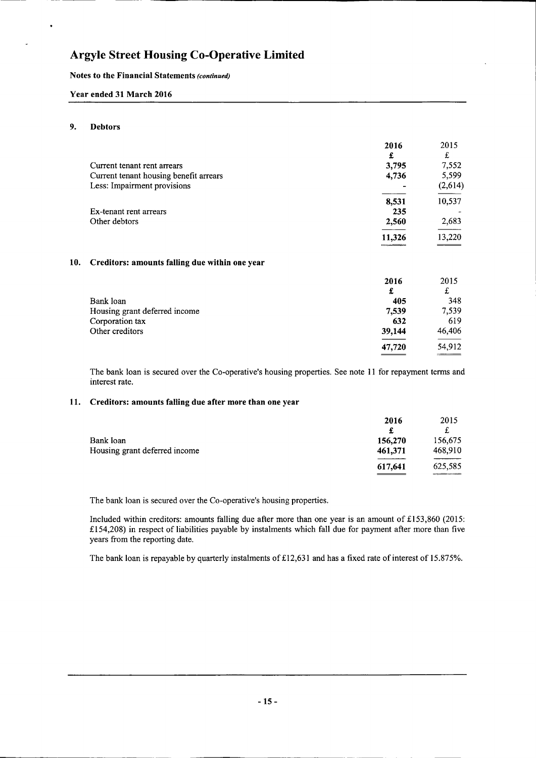# Argyle Street Housing Co-Operative Limited

**Notes to the Financial Statements** ***(continued)***

**Year ended 31 March 2016**

## 9. Debtors

| | 2016 | 2015 |
|---|---|---|
| | £ | £ |
| Current tenant rent arrears | 3,795 | 7,552 |
| Current tenant housing benefit arrears | 4,736 | 5,599 |
| Less: Impairment provisions | - | (2,614) |
| | 8,531 | 10,537 |
| Ex-tenant rent arrears | 235 | - |
| Other debtors | 2,560 | 2,683 |
| | 11,326 | 13,220 |

## 10. Creditors: amounts falling due within one year

| | 2016 | 2015 |
|---|---|---|
| | £ | £ |
| Bank loan | 405 | 348 |
| Housing grant deferred income | 7,539 | 7,539 |
| Corporation tax | 632 | 619 |
| Other creditors | 39,144 | 46,406 |
| | 47,720 | 54,912 |

The bank loan is secured over the Co-operative's housing properties. See note 11 for repayment terms and interest rate.

## 11. Creditors: amounts falling due after more than one year

| | 2016 | 2015 |
|---|---|---|
| | £ | £ |
| Bank loan | 156,270 | 156,675 |
| Housing grant deferred income | 461,371 | 468,910 |
| | 617,641 | 625,585 |

The bank loan is secured over the Co-operative's housing properties.

Included within creditors: amounts falling due after more than one year is an amount of £153,860 (2015: £154,208) in respect of liabilities payable by instalments which fall due for payment after more than five years from the reporting date.

The bank loan is repayable by quarterly instalments of £12,631 and has a fixed rate of interest of 15.875%.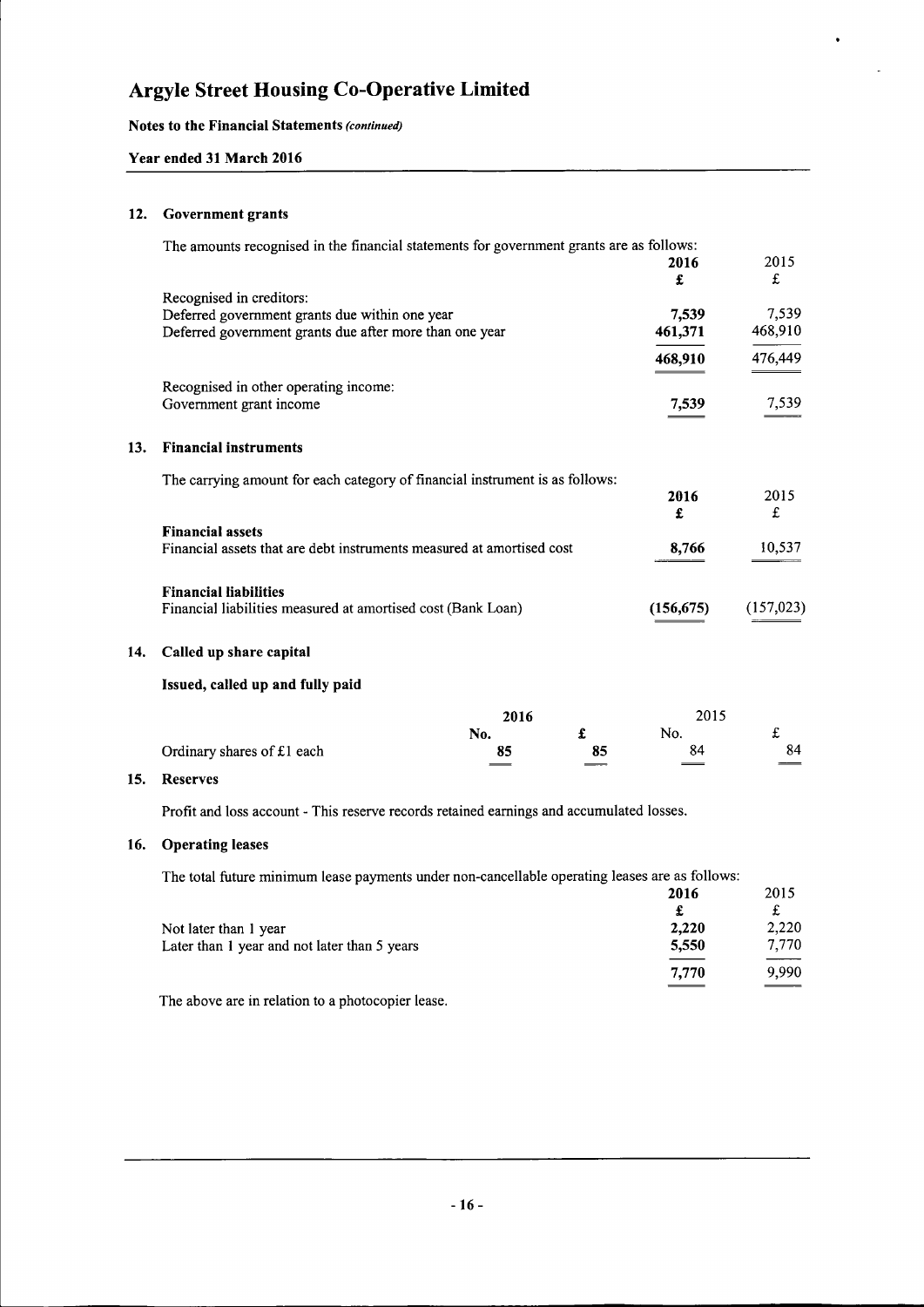# Argyle Street Housing Co-Operative Limited

**Notes to the Financial Statements** *(continued)*

**Year ended 31 March 2016**

## 12. Government grants

The amounts recognised in the financial statements for government grants are as follows:

| | **2016** | 2015 |
|---|---|---|
| | **£** | £ |
| Recognised in creditors: | | |
| Deferred government grants due within one year | **7,539** | 7,539 |
| Deferred government grants due after more than one year | **461,371** | 468,910 |
| | **468,910** | 476,449 |
| Recognised in other operating income: | | |
| Government grant income | **7,539** | 7,539 |

## 13. Financial instruments

The carrying amount for each category of financial instrument is as follows:

| | **2016** | 2015 |
|---|---|---|
| | **£** | £ |
| **Financial assets** | | |
| Financial assets that are debt instruments measured at amortised cost | **8,766** | 10,537 |
| **Financial liabilities** | | |
| Financial liabilities measured at amortised cost (Bank Loan) | **(156,675)** | (157,023) |

## 14. Called up share capital

### Issued, called up and fully paid

| | **2016** | | 2015 | |
|---|---|---|---|---|
| | **No.** | **£** | No. | £ |
| Ordinary shares of £1 each | **85** | **85** | 84 | 84 |

## 15. Reserves

Profit and loss account - This reserve records retained earnings and accumulated losses.

## 16. Operating leases

The total future minimum lease payments under non-cancellable operating leases are as follows:

| | **2016** | 2015 |
|---|---|---|
| | **£** | £ |
| Not later than 1 year | **2,220** | 2,220 |
| Later than 1 year and not later than 5 years | **5,550** | 7,770 |
| | **7,770** | 9,990 |

The above are in relation to a photocopier lease.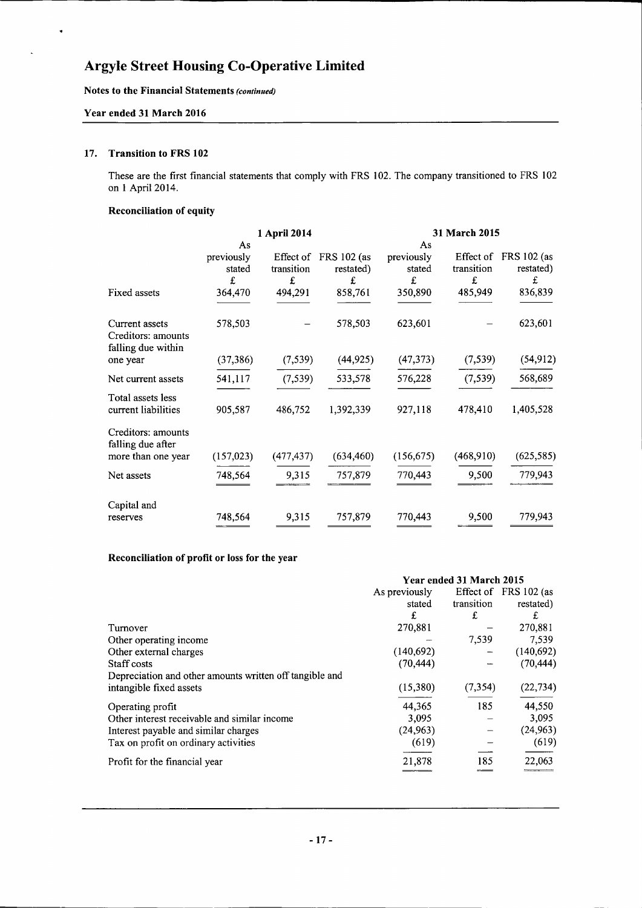# Argyle Street Housing Co-Operative Limited

**Notes to the Financial Statements** *(continued)*

**Year ended 31 March 2016**

## 17. Transition to FRS 102

These are the first financial statements that comply with FRS 102. The company transitioned to FRS 102 on 1 April 2014.

### Reconciliation of equity

| | 1 April 2014 | | | 31 March 2015 | | |
|---|---|---|---|---|---|---|
| | As previously stated | Effect of transition | FRS 102 (as restated) | As previously stated | Effect of transition | FRS 102 (as restated) |
| | £ | £ | £ | £ | £ | £ |
| Fixed assets | 364,470 | 494,291 | 858,761 | 350,890 | 485,949 | 836,839 |
| Current assets | 578,503 | – | 578,503 | 623,601 | – | 623,601 |
| Creditors: amounts falling due within one year | (37,386) | (7,539) | (44,925) | (47,373) | (7,539) | (54,912) |
| Net current assets | 541,117 | (7,539) | 533,578 | 576,228 | (7,539) | 568,689 |
| Total assets less current liabilities | 905,587 | 486,752 | 1,392,339 | 927,118 | 478,410 | 1,405,528 |
| Creditors: amounts falling due after more than one year | (157,023) | (477,437) | (634,460) | (156,675) | (468,910) | (625,585) |
| Net assets | 748,564 | 9,315 | 757,879 | 770,443 | 9,500 | 779,943 |
| Capital and reserves | 748,564 | 9,315 | 757,879 | 770,443 | 9,500 | 779,943 |

### Reconciliation of profit or loss for the year

| | Year ended 31 March 2015 | | |
|---|---|---|---|
| | As previously stated | Effect of transition | FRS 102 (as restated) |
| | £ | £ | £ |
| Turnover | 270,881 | – | 270,881 |
| Other operating income | – | 7,539 | 7,539 |
| Other external charges | (140,692) | – | (140,692) |
| Staff costs | (70,444) | – | (70,444) |
| Depreciation and other amounts written off tangible and intangible fixed assets | (15,380) | (7,354) | (22,734) |
| Operating profit | 44,365 | 185 | 44,550 |
| Other interest receivable and similar income | 3,095 | – | 3,095 |
| Interest payable and similar charges | (24,963) | – | (24,963) |
| Tax on profit on ordinary activities | (619) | – | (619) |
| Profit for the financial year | 21,878 | 185 | 22,063 |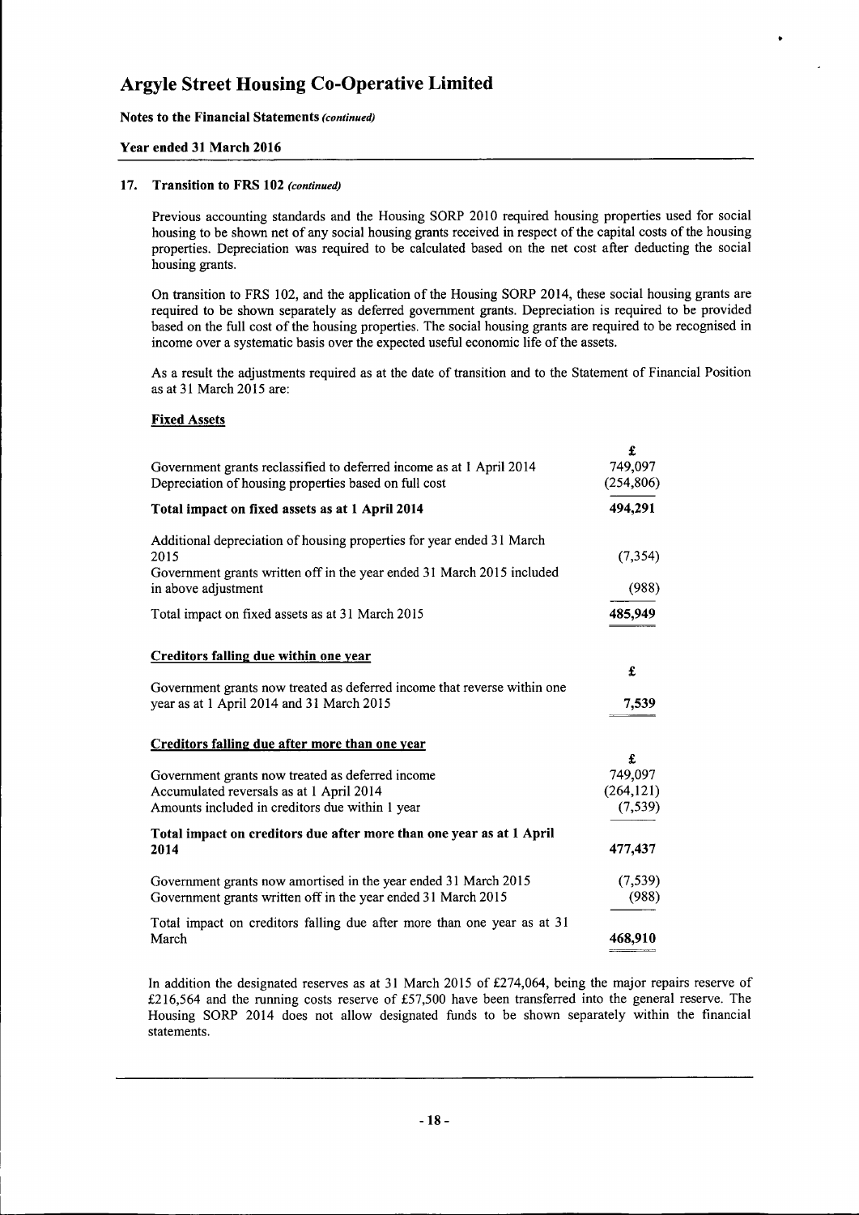# Argyle Street Housing Co-Operative Limited

**Notes to the Financial Statements** *(continued)*

**Year ended 31 March 2016**

## 17. Transition to FRS 102 *(continued)*

Previous accounting standards and the Housing SORP 2010 required housing properties used for social housing to be shown net of any social housing grants received in respect of the capital costs of the housing properties. Depreciation was required to be calculated based on the net cost after deducting the social housing grants.

On transition to FRS 102, and the application of the Housing SORP 2014, these social housing grants are required to be shown separately as deferred government grants. Depreciation is required to be provided based on the full cost of the housing properties. The social housing grants are required to be recognised in income over a systematic basis over the expected useful economic life of the assets.

As a result the adjustments required as at the date of transition and to the Statement of Financial Position as at 31 March 2015 are:

**Fixed Assets**

| | £ |
|---|---|
| Government grants reclassified to deferred income as at 1 April 2014 | 749,097 |
| Depreciation of housing properties based on full cost | (254,806) |
| **Total impact on fixed assets as at 1 April 2014** | **494,291** |
| Additional depreciation of housing properties for year ended 31 March 2015 | (7,354) |
| Government grants written off in the year ended 31 March 2015 included in above adjustment | (988) |
| Total impact on fixed assets as at 31 March 2015 | **485,949** |

**Creditors falling due within one year**

| | £ |
|---|---|
| Government grants now treated as deferred income that reverse within one year as at 1 April 2014 and 31 March 2015 | 7,539 |

**Creditors falling due after more than one year**

| | £ |
|---|---|
| Government grants now treated as deferred income | 749,097 |
| Accumulated reversals as at 1 April 2014 | (264,121) |
| Amounts included in creditors due within 1 year | (7,539) |
| **Total impact on creditors due after more than one year as at 1 April 2014** | **477,437** |
| Government grants now amortised in the year ended 31 March 2015 | (7,539) |
| Government grants written off in the year ended 31 March 2015 | (988) |
| Total impact on creditors falling due after more than one year as at 31 March | **468,910** |

In addition the designated reserves as at 31 March 2015 of £274,064, being the major repairs reserve of £216,564 and the running costs reserve of £57,500 have been transferred into the general reserve. The Housing SORP 2014 does not allow designated funds to be shown separately within the financial statements.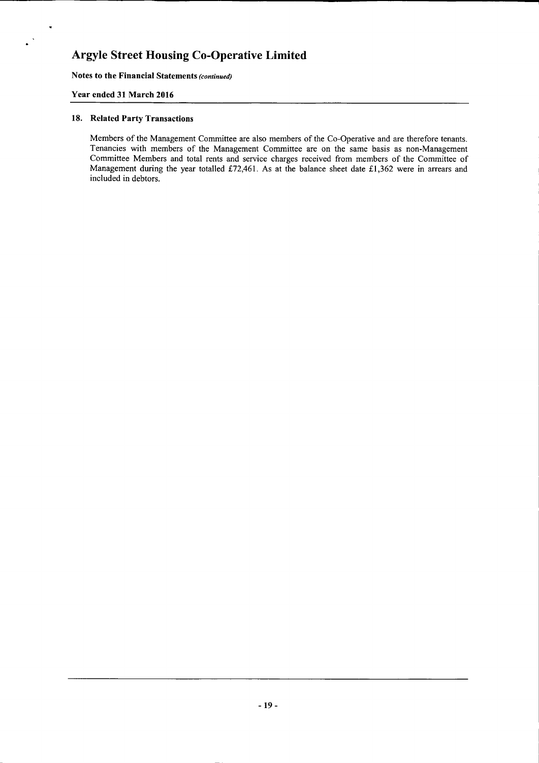# Argyle Street Housing Co-Operative Limited

**Notes to the Financial Statements** ***(continued)***

**Year ended 31 March 2016**

## 18. Related Party Transactions

Members of the Management Committee are also members of the Co-Operative and are therefore tenants. Tenancies with members of the Management Committee are on the same basis as non-Management Committee Members and total rents and service charges received from members of the Committee of Management during the year totalled £72,461. As at the balance sheet date £1,362 were in arrears and included in debtors.